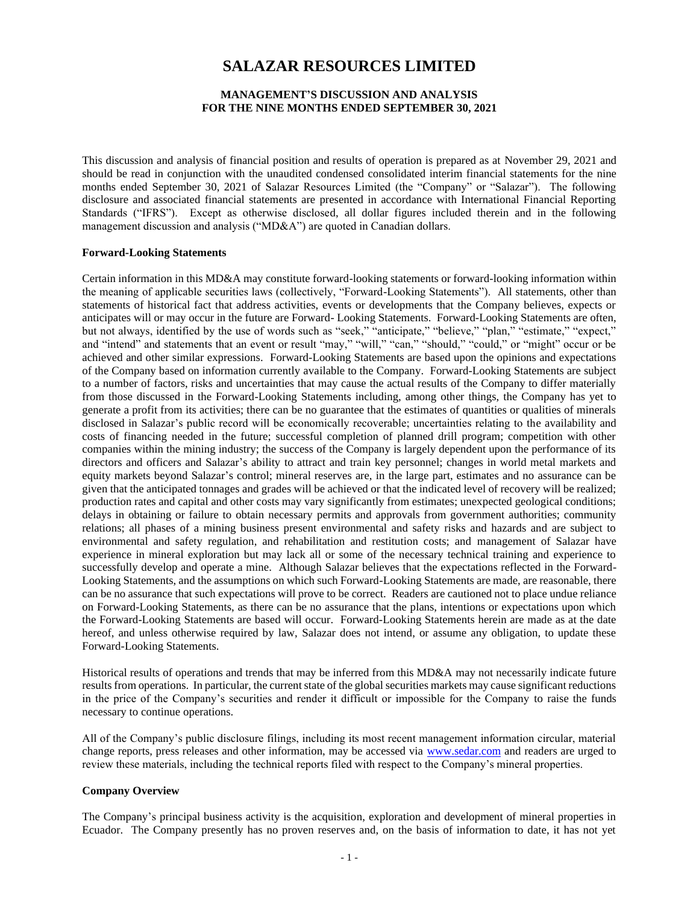# SALAZAR RESOURCES LIMITED

## MANAGEMENT'S DISCUSSION AND ANALYSIS
## FOR THE NINE MONTHS ENDED SEPTEMBER 30, 2021

This discussion and analysis of financial position and results of operation is prepared as at November 29, 2021 and should be read in conjunction with the unaudited condensed consolidated interim financial statements for the nine months ended September 30, 2021 of Salazar Resources Limited (the "Company" or "Salazar"). The following disclosure and associated financial statements are presented in accordance with International Financial Reporting Standards ("IFRS"). Except as otherwise disclosed, all dollar figures included therein and in the following management discussion and analysis ("MD&A") are quoted in Canadian dollars.

**Forward-Looking Statements**

Certain information in this MD&A may constitute forward-looking statements or forward-looking information within the meaning of applicable securities laws (collectively, "Forward-Looking Statements"). All statements, other than statements of historical fact that address activities, events or developments that the Company believes, expects or anticipates will or may occur in the future are Forward- Looking Statements. Forward-Looking Statements are often, but not always, identified by the use of words such as "seek," "anticipate," "believe," "plan," "estimate," "expect," and "intend" and statements that an event or result "may," "will," "can," "should," "could," or "might" occur or be achieved and other similar expressions. Forward-Looking Statements are based upon the opinions and expectations of the Company based on information currently available to the Company. Forward-Looking Statements are subject to a number of factors, risks and uncertainties that may cause the actual results of the Company to differ materially from those discussed in the Forward-Looking Statements including, among other things, the Company has yet to generate a profit from its activities; there can be no guarantee that the estimates of quantities or qualities of minerals disclosed in Salazar's public record will be economically recoverable; uncertainties relating to the availability and costs of financing needed in the future; successful completion of planned drill program; competition with other companies within the mining industry; the success of the Company is largely dependent upon the performance of its directors and officers and Salazar's ability to attract and train key personnel; changes in world metal markets and equity markets beyond Salazar's control; mineral reserves are, in the large part, estimates and no assurance can be given that the anticipated tonnages and grades will be achieved or that the indicated level of recovery will be realized; production rates and capital and other costs may vary significantly from estimates; unexpected geological conditions; delays in obtaining or failure to obtain necessary permits and approvals from government authorities; community relations; all phases of a mining business present environmental and safety risks and hazards and are subject to environmental and safety regulation, and rehabilitation and restitution costs; and management of Salazar have experience in mineral exploration but may lack all or some of the necessary technical training and experience to successfully develop and operate a mine. Although Salazar believes that the expectations reflected in the Forward-Looking Statements, and the assumptions on which such Forward-Looking Statements are made, are reasonable, there can be no assurance that such expectations will prove to be correct. Readers are cautioned not to place undue reliance on Forward-Looking Statements, as there can be no assurance that the plans, intentions or expectations upon which the Forward-Looking Statements are based will occur. Forward-Looking Statements herein are made as at the date hereof, and unless otherwise required by law, Salazar does not intend, or assume any obligation, to update these Forward-Looking Statements.

Historical results of operations and trends that may be inferred from this MD&A may not necessarily indicate future results from operations. In particular, the current state of the global securities markets may cause significant reductions in the price of the Company's securities and render it difficult or impossible for the Company to raise the funds necessary to continue operations.

All of the Company's public disclosure filings, including its most recent management information circular, material change reports, press releases and other information, may be accessed via www.sedar.com and readers are urged to review these materials, including the technical reports filed with respect to the Company's mineral properties.

**Company Overview**

The Company's principal business activity is the acquisition, exploration and development of mineral properties in Ecuador. The Company presently has no proven reserves and, on the basis of information to date, it has not yet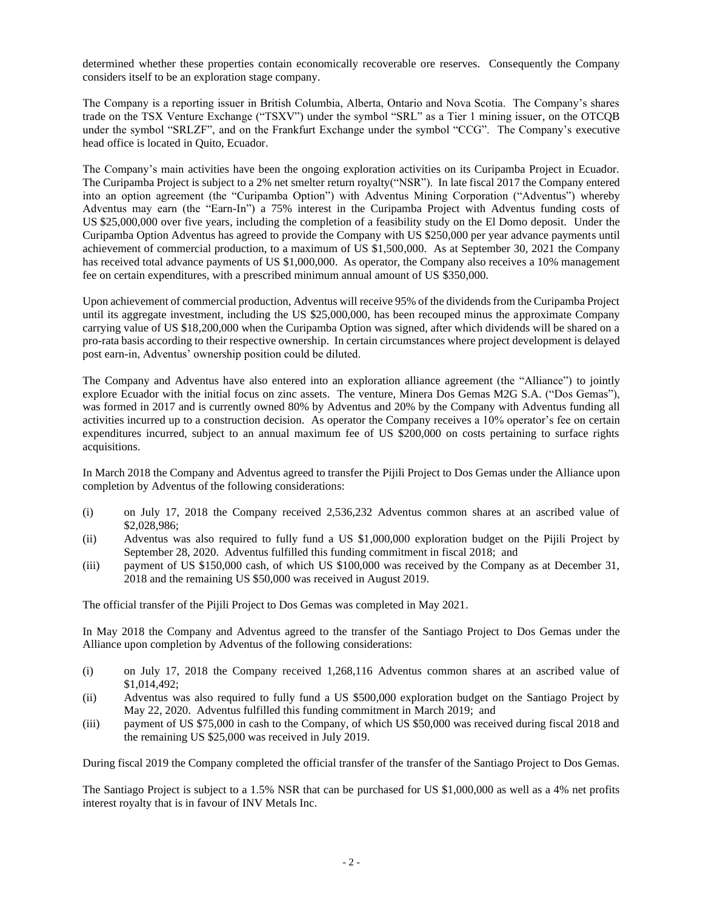determined whether these properties contain economically recoverable ore reserves. Consequently the Company considers itself to be an exploration stage company.

The Company is a reporting issuer in British Columbia, Alberta, Ontario and Nova Scotia. The Company's shares trade on the TSX Venture Exchange ("TSXV") under the symbol "SRL" as a Tier 1 mining issuer, on the OTCQB under the symbol "SRLZF", and on the Frankfurt Exchange under the symbol "CCG". The Company's executive head office is located in Quito, Ecuador.

The Company's main activities have been the ongoing exploration activities on its Curipamba Project in Ecuador. The Curipamba Project is subject to a 2% net smelter return royalty("NSR"). In late fiscal 2017 the Company entered into an option agreement (the "Curipamba Option") with Adventus Mining Corporation ("Adventus") whereby Adventus may earn (the "Earn-In") a 75% interest in the Curipamba Project with Adventus funding costs of US $25,000,000 over five years, including the completion of a feasibility study on the El Domo deposit. Under the Curipamba Option Adventus has agreed to provide the Company with US $250,000 per year advance payments until achievement of commercial production, to a maximum of US $1,500,000. As at September 30, 2021 the Company has received total advance payments of US $1,000,000. As operator, the Company also receives a 10% management fee on certain expenditures, with a prescribed minimum annual amount of US $350,000.

Upon achievement of commercial production, Adventus will receive 95% of the dividends from the Curipamba Project until its aggregate investment, including the US $25,000,000, has been recouped minus the approximate Company carrying value of US $18,200,000 when the Curipamba Option was signed, after which dividends will be shared on a pro-rata basis according to their respective ownership. In certain circumstances where project development is delayed post earn-in, Adventus' ownership position could be diluted.

The Company and Adventus have also entered into an exploration alliance agreement (the "Alliance") to jointly explore Ecuador with the initial focus on zinc assets. The venture, Minera Dos Gemas M2G S.A. ("Dos Gemas"), was formed in 2017 and is currently owned 80% by Adventus and 20% by the Company with Adventus funding all activities incurred up to a construction decision. As operator the Company receives a 10% operator's fee on certain expenditures incurred, subject to an annual maximum fee of US $200,000 on costs pertaining to surface rights acquisitions.

In March 2018 the Company and Adventus agreed to transfer the Pijili Project to Dos Gemas under the Alliance upon completion by Adventus of the following considerations:

(i) on July 17, 2018 the Company received 2,536,232 Adventus common shares at an ascribed value of $2,028,986;
(ii) Adventus was also required to fully fund a US $1,000,000 exploration budget on the Pijili Project by September 28, 2020. Adventus fulfilled this funding commitment in fiscal 2018; and
(iii) payment of US $150,000 cash, of which US $100,000 was received by the Company as at December 31, 2018 and the remaining US $50,000 was received in August 2019.

The official transfer of the Pijili Project to Dos Gemas was completed in May 2021.

In May 2018 the Company and Adventus agreed to the transfer of the Santiago Project to Dos Gemas under the Alliance upon completion by Adventus of the following considerations:

(i) on July 17, 2018 the Company received 1,268,116 Adventus common shares at an ascribed value of $1,014,492;
(ii) Adventus was also required to fully fund a US $500,000 exploration budget on the Santiago Project by May 22, 2020. Adventus fulfilled this funding commitment in March 2019; and
(iii) payment of US $75,000 in cash to the Company, of which US $50,000 was received during fiscal 2018 and the remaining US $25,000 was received in July 2019.

During fiscal 2019 the Company completed the official transfer of the transfer of the Santiago Project to Dos Gemas.

The Santiago Project is subject to a 1.5% NSR that can be purchased for US $1,000,000 as well as a 4% net profits interest royalty that is in favour of INV Metals Inc.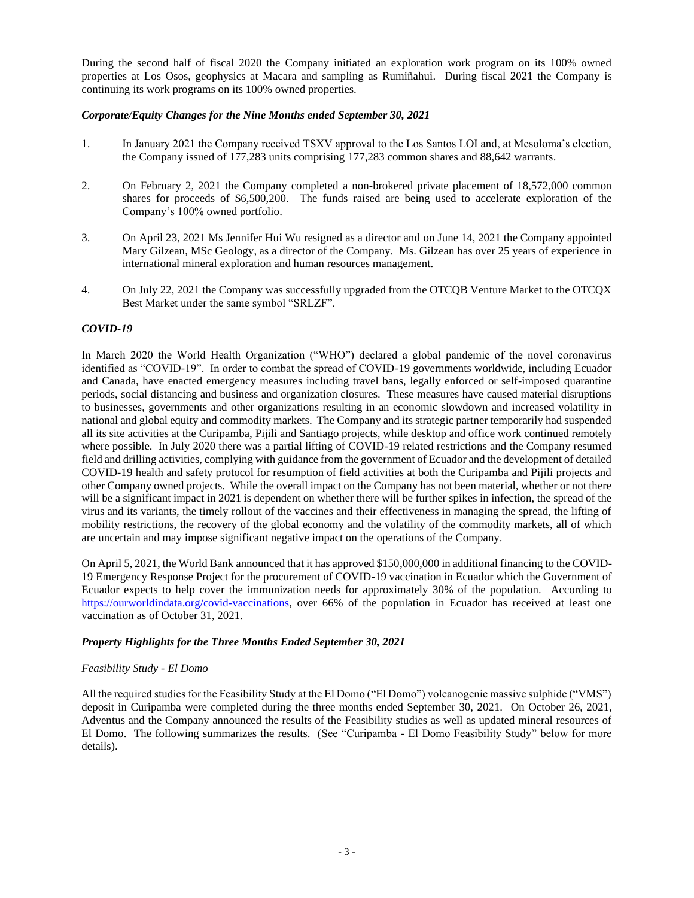During the second half of fiscal 2020 the Company initiated an exploration work program on its 100% owned properties at Los Osos, geophysics at Macara and sampling as Rumiñahui. During fiscal 2021 the Company is continuing its work programs on its 100% owned properties.

### *Corporate/Equity Changes for the Nine Months ended September 30, 2021*

1. In January 2021 the Company received TSXV approval to the Los Santos LOI and, at Mesoloma's election, the Company issued of 177,283 units comprising 177,283 common shares and 88,642 warrants.

2. On February 2, 2021 the Company completed a non-brokered private placement of 18,572,000 common shares for proceeds of $6,500,200. The funds raised are being used to accelerate exploration of the Company's 100% owned portfolio.

3. On April 23, 2021 Ms Jennifer Hui Wu resigned as a director and on June 14, 2021 the Company appointed Mary Gilzean, MSc Geology, as a director of the Company. Ms. Gilzean has over 25 years of experience in international mineral exploration and human resources management.

4. On July 22, 2021 the Company was successfully upgraded from the OTCQB Venture Market to the OTCQX Best Market under the same symbol "SRLZF".

### *COVID-19*

In March 2020 the World Health Organization ("WHO") declared a global pandemic of the novel coronavirus identified as "COVID-19". In order to combat the spread of COVID-19 governments worldwide, including Ecuador and Canada, have enacted emergency measures including travel bans, legally enforced or self-imposed quarantine periods, social distancing and business and organization closures. These measures have caused material disruptions to businesses, governments and other organizations resulting in an economic slowdown and increased volatility in national and global equity and commodity markets. The Company and its strategic partner temporarily had suspended all its site activities at the Curipamba, Pijili and Santiago projects, while desktop and office work continued remotely where possible. In July 2020 there was a partial lifting of COVID-19 related restrictions and the Company resumed field and drilling activities, complying with guidance from the government of Ecuador and the development of detailed COVID-19 health and safety protocol for resumption of field activities at both the Curipamba and Pijili projects and other Company owned projects. While the overall impact on the Company has not been material, whether or not there will be a significant impact in 2021 is dependent on whether there will be further spikes in infection, the spread of the virus and its variants, the timely rollout of the vaccines and their effectiveness in managing the spread, the lifting of mobility restrictions, the recovery of the global economy and the volatility of the commodity markets, all of which are uncertain and may impose significant negative impact on the operations of the Company.

On April 5, 2021, the World Bank announced that it has approved $150,000,000 in additional financing to the COVID-19 Emergency Response Project for the procurement of COVID-19 vaccination in Ecuador which the Government of Ecuador expects to help cover the immunization needs for approximately 30% of the population. According to https://ourworldindata.org/covid-vaccinations, over 66% of the population in Ecuador has received at least one vaccination as of October 31, 2021.

### *Property Highlights for the Three Months Ended September 30, 2021*

*Feasibility Study - El Domo*

All the required studies for the Feasibility Study at the El Domo ("El Domo") volcanogenic massive sulphide ("VMS") deposit in Curipamba were completed during the three months ended September 30, 2021. On October 26, 2021, Adventus and the Company announced the results of the Feasibility studies as well as updated mineral resources of El Domo. The following summarizes the results. (See "Curipamba - El Domo Feasibility Study" below for more details).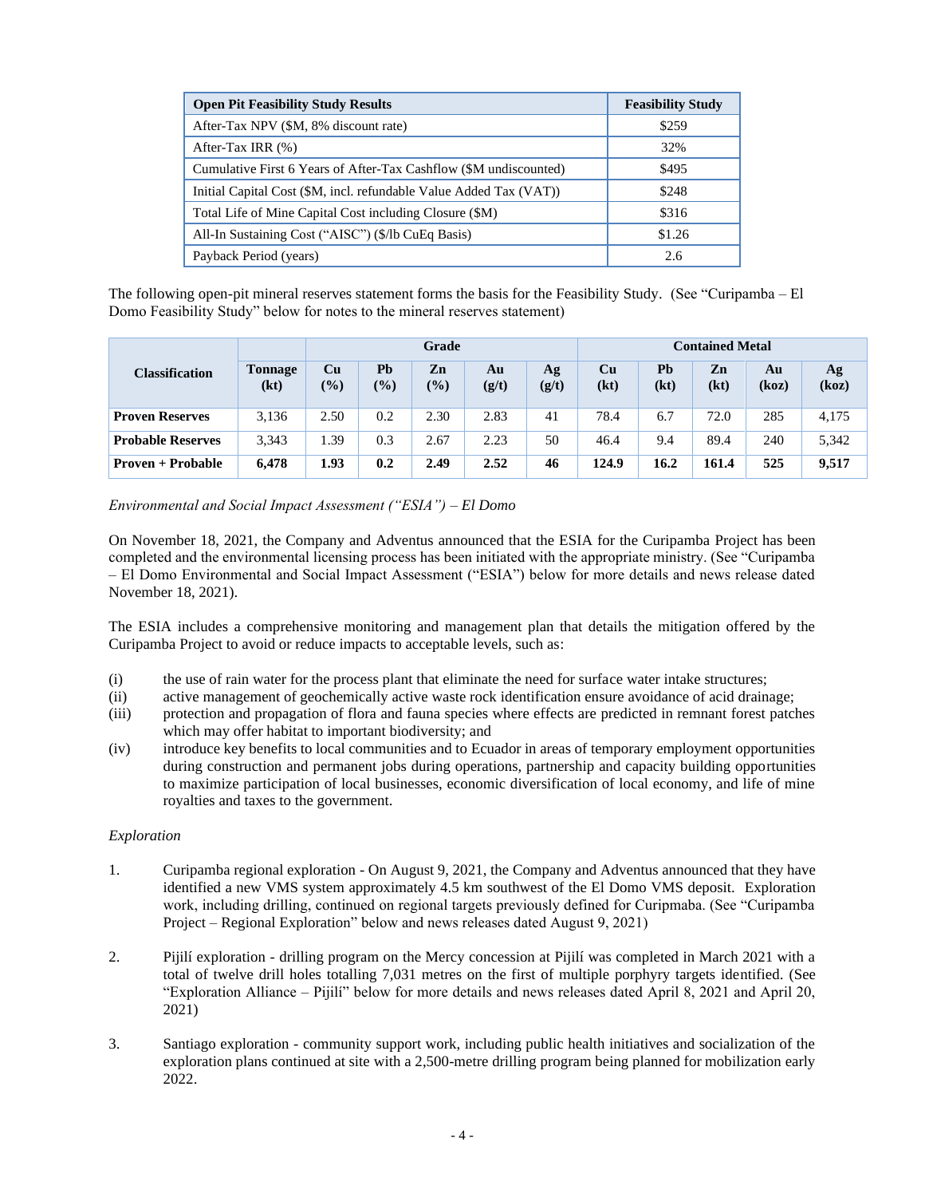| Open Pit Feasibility Study Results | Feasibility Study |
|---|---|
| After-Tax NPV ($M, 8% discount rate) | $259 |
| After-Tax IRR (%) | 32% |
| Cumulative First 6 Years of After-Tax Cashflow ($M undiscounted) | $495 |
| Initial Capital Cost ($M, incl. refundable Value Added Tax (VAT)) | $248 |
| Total Life of Mine Capital Cost including Closure ($M) | $316 |
| All-In Sustaining Cost ("AISC") ($/lb CuEq Basis) | $1.26 |
| Payback Period (years) | 2.6 |

The following open-pit mineral reserves statement forms the basis for the Feasibility Study. (See "Curipamba – El Domo Feasibility Study" below for notes to the mineral reserves statement)

| Classification | | Grade | | | | | Contained Metal | | | | |
|---|---|---|---|---|---|---|---|---|---|---|---|
| | Tonnage (kt) | Cu (%) | Pb (%) | Zn (%) | Au (g/t) | Ag (g/t) | Cu (kt) | Pb (kt) | Zn (kt) | Au (koz) | Ag (koz) |
| **Proven Reserves** | 3,136 | 2.50 | 0.2 | 2.30 | 2.83 | 41 | 78.4 | 6.7 | 72.0 | 285 | 4,175 |
| **Probable Reserves** | 3,343 | 1.39 | 0.3 | 2.67 | 2.23 | 50 | 46.4 | 9.4 | 89.4 | 240 | 5,342 |
| **Proven + Probable** | **6,478** | **1.93** | **0.2** | **2.49** | **2.52** | **46** | **124.9** | **16.2** | **161.4** | **525** | **9,517** |

*Environmental and Social Impact Assessment ("ESIA") – El Domo*

On November 18, 2021, the Company and Adventus announced that the ESIA for the Curipamba Project has been completed and the environmental licensing process has been initiated with the appropriate ministry. (See "Curipamba – El Domo Environmental and Social Impact Assessment ("ESIA") below for more details and news release dated November 18, 2021).

The ESIA includes a comprehensive monitoring and management plan that details the mitigation offered by the Curipamba Project to avoid or reduce impacts to acceptable levels, such as:

(i) the use of rain water for the process plant that eliminate the need for surface water intake structures;
(ii) active management of geochemically active waste rock identification ensure avoidance of acid drainage;
(iii) protection and propagation of flora and fauna species where effects are predicted in remnant forest patches which may offer habitat to important biodiversity; and
(iv) introduce key benefits to local communities and to Ecuador in areas of temporary employment opportunities during construction and permanent jobs during operations, partnership and capacity building opportunities to maximize participation of local businesses, economic diversification of local economy, and life of mine royalties and taxes to the government.

*Exploration*

1. Curipamba regional exploration - On August 9, 2021, the Company and Adventus announced that they have identified a new VMS system approximately 4.5 km southwest of the El Domo VMS deposit. Exploration work, including drilling, continued on regional targets previously defined for Curipmaba. (See "Curipamba Project – Regional Exploration" below and news releases dated August 9, 2021)

2. Pijilí exploration - drilling program on the Mercy concession at Pijilí was completed in March 2021 with a total of twelve drill holes totalling 7,031 metres on the first of multiple porphyry targets identified. (See "Exploration Alliance – Pijilí" below for more details and news releases dated April 8, 2021 and April 20, 2021)

3. Santiago exploration - community support work, including public health initiatives and socialization of the exploration plans continued at site with a 2,500-metre drilling program being planned for mobilization early 2022.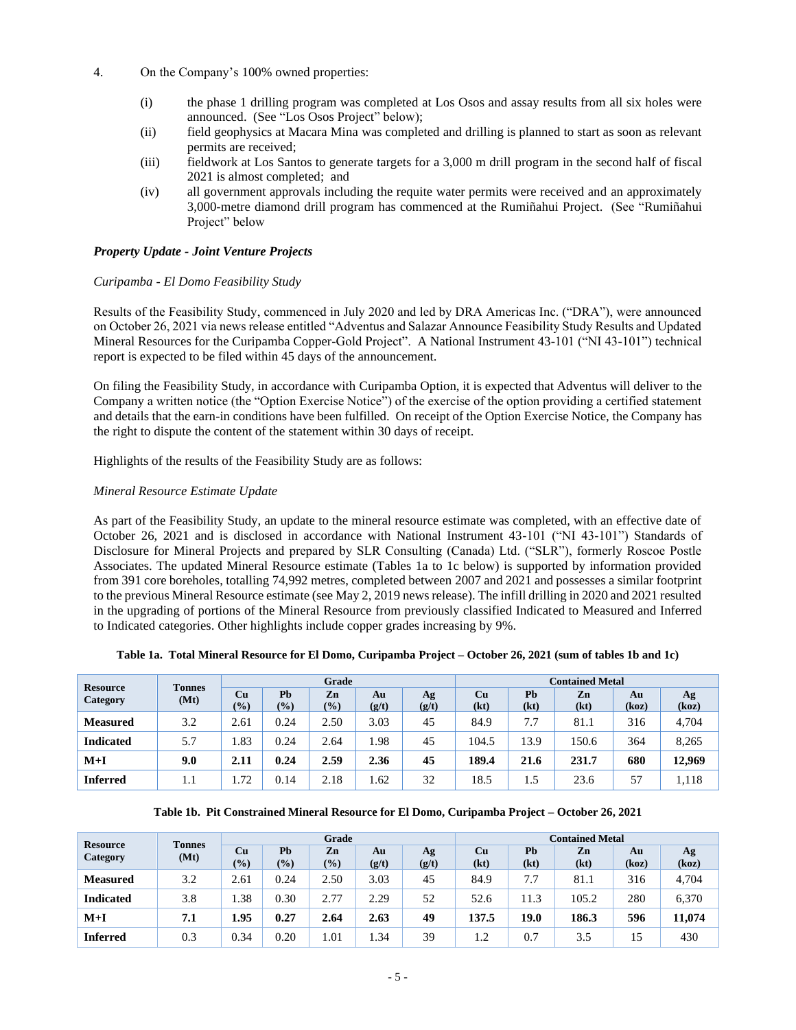4. On the Company's 100% owned properties:

   (i) the phase 1 drilling program was completed at Los Osos and assay results from all six holes were announced. (See "Los Osos Project" below);

   (ii) field geophysics at Macara Mina was completed and drilling is planned to start as soon as relevant permits are received;

   (iii) fieldwork at Los Santos to generate targets for a 3,000 m drill program in the second half of fiscal 2021 is almost completed; and

   (iv) all government approvals including the requite water permits were received and an approximately 3,000-metre diamond drill program has commenced at the Rumiñahui Project. (See "Rumiñahui Project" below

***Property Update - Joint Venture Projects***

*Curipamba - El Domo Feasibility Study*

Results of the Feasibility Study, commenced in July 2020 and led by DRA Americas Inc. ("DRA"), were announced on October 26, 2021 via news release entitled "Adventus and Salazar Announce Feasibility Study Results and Updated Mineral Resources for the Curipamba Copper-Gold Project". A National Instrument 43-101 ("NI 43-101") technical report is expected to be filed within 45 days of the announcement.

On filing the Feasibility Study, in accordance with Curipamba Option, it is expected that Adventus will deliver to the Company a written notice (the "Option Exercise Notice") of the exercise of the option providing a certified statement and details that the earn-in conditions have been fulfilled. On receipt of the Option Exercise Notice, the Company has the right to dispute the content of the statement within 30 days of receipt.

Highlights of the results of the Feasibility Study are as follows:

*Mineral Resource Estimate Update*

As part of the Feasibility Study, an update to the mineral resource estimate was completed, with an effective date of October 26, 2021 and is disclosed in accordance with National Instrument 43-101 ("NI 43-101") Standards of Disclosure for Mineral Projects and prepared by SLR Consulting (Canada) Ltd. ("SLR"), formerly Roscoe Postle Associates. The updated Mineral Resource estimate (Tables 1a to 1c below) is supported by information provided from 391 core boreholes, totalling 74,992 metres, completed between 2007 and 2021 and possesses a similar footprint to the previous Mineral Resource estimate (see May 2, 2019 news release). The infill drilling in 2020 and 2021 resulted in the upgrading of portions of the Mineral Resource from previously classified Indicated to Measured and Inferred to Indicated categories. Other highlights include copper grades increasing by 9%.

**Table 1a. Total Mineral Resource for El Domo, Curipamba Project – October 26, 2021 (sum of tables 1b and 1c)**

| Resource Category | Tonnes (Mt) | Grade | | | | | Contained Metal | | | | |
|---|---|---|---|---|---|---|---|---|---|---|---|
| | | Cu (%) | Pb (%) | Zn (%) | Au (g/t) | Ag (g/t) | Cu (kt) | Pb (kt) | Zn (kt) | Au (koz) | Ag (koz) |
| **Measured** | 3.2 | 2.61 | 0.24 | 2.50 | 3.03 | 45 | 84.9 | 7.7 | 81.1 | 316 | 4,704 |
| **Indicated** | 5.7 | 1.83 | 0.24 | 2.64 | 1.98 | 45 | 104.5 | 13.9 | 150.6 | 364 | 8,265 |
| **M+I** | **9.0** | **2.11** | **0.24** | **2.59** | **2.36** | **45** | **189.4** | **21.6** | **231.7** | **680** | **12,969** |
| **Inferred** | 1.1 | 1.72 | 0.14 | 2.18 | 1.62 | 32 | 18.5 | 1.5 | 23.6 | 57 | 1,118 |

**Table 1b. Pit Constrained Mineral Resource for El Domo, Curipamba Project – October 26, 2021**

| Resource Category | Tonnes (Mt) | Grade | | | | | Contained Metal | | | | |
|---|---|---|---|---|---|---|---|---|---|---|---|
| | | Cu (%) | Pb (%) | Zn (%) | Au (g/t) | Ag (g/t) | Cu (kt) | Pb (kt) | Zn (kt) | Au (koz) | Ag (koz) |
| **Measured** | 3.2 | 2.61 | 0.24 | 2.50 | 3.03 | 45 | 84.9 | 7.7 | 81.1 | 316 | 4,704 |
| **Indicated** | 3.8 | 1.38 | 0.30 | 2.77 | 2.29 | 52 | 52.6 | 11.3 | 105.2 | 280 | 6,370 |
| **M+I** | **7.1** | **1.95** | **0.27** | **2.64** | **2.63** | **49** | **137.5** | **19.0** | **186.3** | **596** | **11,074** |
| **Inferred** | 0.3 | 0.34 | 0.20 | 1.01 | 1.34 | 39 | 1.2 | 0.7 | 3.5 | 15 | 430 |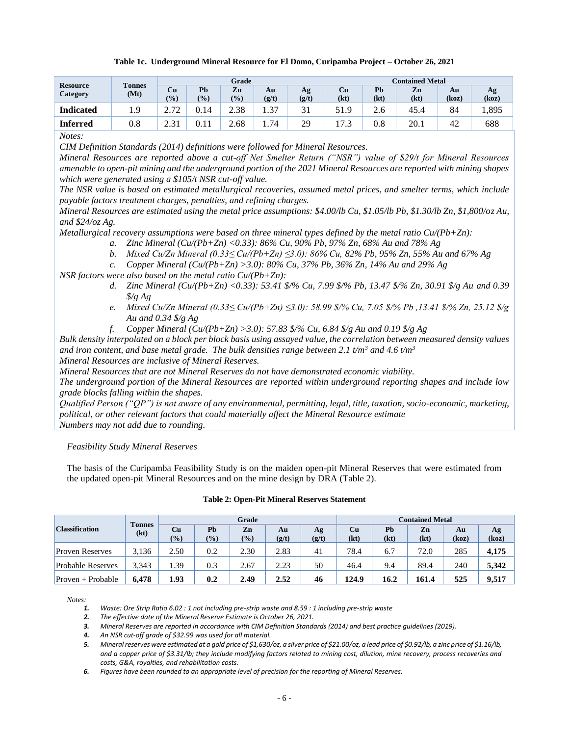**Table 1c. Underground Mineral Resource for El Domo, Curipamba Project – October 26, 2021**

| Resource Category | Tonnes (Mt) | Grade | | | | | Contained Metal | | | | |
|---|---|---|---|---|---|---|---|---|---|---|---|
| | | Cu (%) | Pb (%) | Zn (%) | Au (g/t) | Ag (g/t) | Cu (kt) | Pb (kt) | Zn (kt) | Au (koz) | Ag (koz) |
| **Indicated** | 1.9 | 2.72 | 0.14 | 2.38 | 1.37 | 31 | 51.9 | 2.6 | 45.4 | 84 | 1,895 |
| **Inferred** | 0.8 | 2.31 | 0.11 | 2.68 | 1.74 | 29 | 17.3 | 0.8 | 20.1 | 42 | 688 |

*Notes:*

*CIM Definition Standards (2014) definitions were followed for Mineral Resources.*

*Mineral Resources are reported above a cut-off Net Smelter Return ("NSR") value of $29/t for Mineral Resources amenable to open-pit mining and the underground portion of the 2021 Mineral Resources are reported with mining shapes which were generated using a $105/t NSR cut-off value.*

*The NSR value is based on estimated metallurgical recoveries, assumed metal prices, and smelter terms, which include payable factors treatment charges, penalties, and refining charges.*

*Mineral Resources are estimated using the metal price assumptions: $4.00/lb Cu, $1.05/lb Pb, $1.30/lb Zn, $1,800/oz Au, and $24/oz Ag.*

*Metallurgical recovery assumptions were based on three mineral types defined by the metal ratio Cu/(Pb+Zn):*

a. *Zinc Mineral (Cu/(Pb+Zn) <0.33): 86% Cu, 90% Pb, 97% Zn, 68% Au and 78% Ag*
b. *Mixed Cu/Zn Mineral (0.33≤ Cu/(Pb+Zn) ≤3.0): 86% Cu, 82% Pb, 95% Zn, 55% Au and 67% Ag*
c. *Copper Mineral (Cu/(Pb+Zn) >3.0): 80% Cu, 37% Pb, 36% Zn, 14% Au and 29% Ag*

*NSR factors were also based on the metal ratio Cu/(Pb+Zn):*

d. *Zinc Mineral (Cu/(Pb+Zn) <0.33): 53.41 $/% Cu, 7.99 $/% Pb, 13.47 $/% Zn, 30.91 $/g Au and 0.39 $/g Ag*
e. *Mixed Cu/Zn Mineral (0.33≤ Cu/(Pb+Zn) ≤3.0): 58.99 $/% Cu, 7.05 $/% Pb ,13.41 $/% Zn, 25.12 $/g Au and 0.34 $/g Ag*
f. *Copper Mineral (Cu/(Pb+Zn) >3.0): 57.83 $/% Cu, 6.84 $/g Au and 0.19 $/g Ag*

*Bulk density interpolated on a block per block basis using assayed value, the correlation between measured density values and iron content, and base metal grade. The bulk densities range between 2.1 t/m³ and 4.6 t/m³*

*Mineral Resources are inclusive of Mineral Reserves.*

*Mineral Resources that are not Mineral Reserves do not have demonstrated economic viability.*

*The underground portion of the Mineral Resources are reported within underground reporting shapes and include low grade blocks falling within the shapes.*

*Qualified Person ("QP") is not aware of any environmental, permitting, legal, title, taxation, socio-economic, marketing, political, or other relevant factors that could materially affect the Mineral Resource estimate*

*Numbers may not add due to rounding.*

*Feasibility Study Mineral Reserves*

The basis of the Curipamba Feasibility Study is on the maiden open-pit Mineral Reserves that were estimated from the updated open-pit Mineral Resources and on the mine design by DRA (Table 2).

**Table 2: Open-Pit Mineral Reserves Statement**

| Classification | Tonnes (kt) | Grade | | | | | Contained Metal | | | | |
|---|---|---|---|---|---|---|---|---|---|---|---|
| | | Cu (%) | Pb (%) | Zn (%) | Au (g/t) | Ag (g/t) | Cu (kt) | Pb (kt) | Zn (kt) | Au (koz) | Ag (koz) |
| Proven Reserves | 3,136 | 2.50 | 0.2 | 2.30 | 2.83 | 41 | 78.4 | 6.7 | 72.0 | 285 | **4,175** |
| Probable Reserves | 3,343 | 1.39 | 0.3 | 2.67 | 2.23 | 50 | 46.4 | 9.4 | 89.4 | 240 | **5,342** |
| Proven + Probable | **6,478** | **1.93** | **0.2** | **2.49** | **2.52** | **46** | **124.9** | **16.2** | **161.4** | **525** | **9,517** |

*Notes:*

1. *Waste: Ore Strip Ratio 6.02 : 1 not including pre-strip waste and 8.59 : 1 including pre-strip waste*
2. *The effective date of the Mineral Reserve Estimate is October 26, 2021.*
3. *Mineral Reserves are reported in accordance with CIM Definition Standards (2014) and best practice guidelines (2019).*
4. *An NSR cut-off grade of $32.99 was used for all material.*
5. *Mineral reserves were estimated at a gold price of $1,630/oz, a silver price of $21.00/oz, a lead price of $0.92/lb, a zinc price of $1.16/lb, and a copper price of $3.31/lb; they include modifying factors related to mining cost, dilution, mine recovery, process recoveries and costs, G&A, royalties, and rehabilitation costs.*
6. *Figures have been rounded to an appropriate level of precision for the reporting of Mineral Reserves.*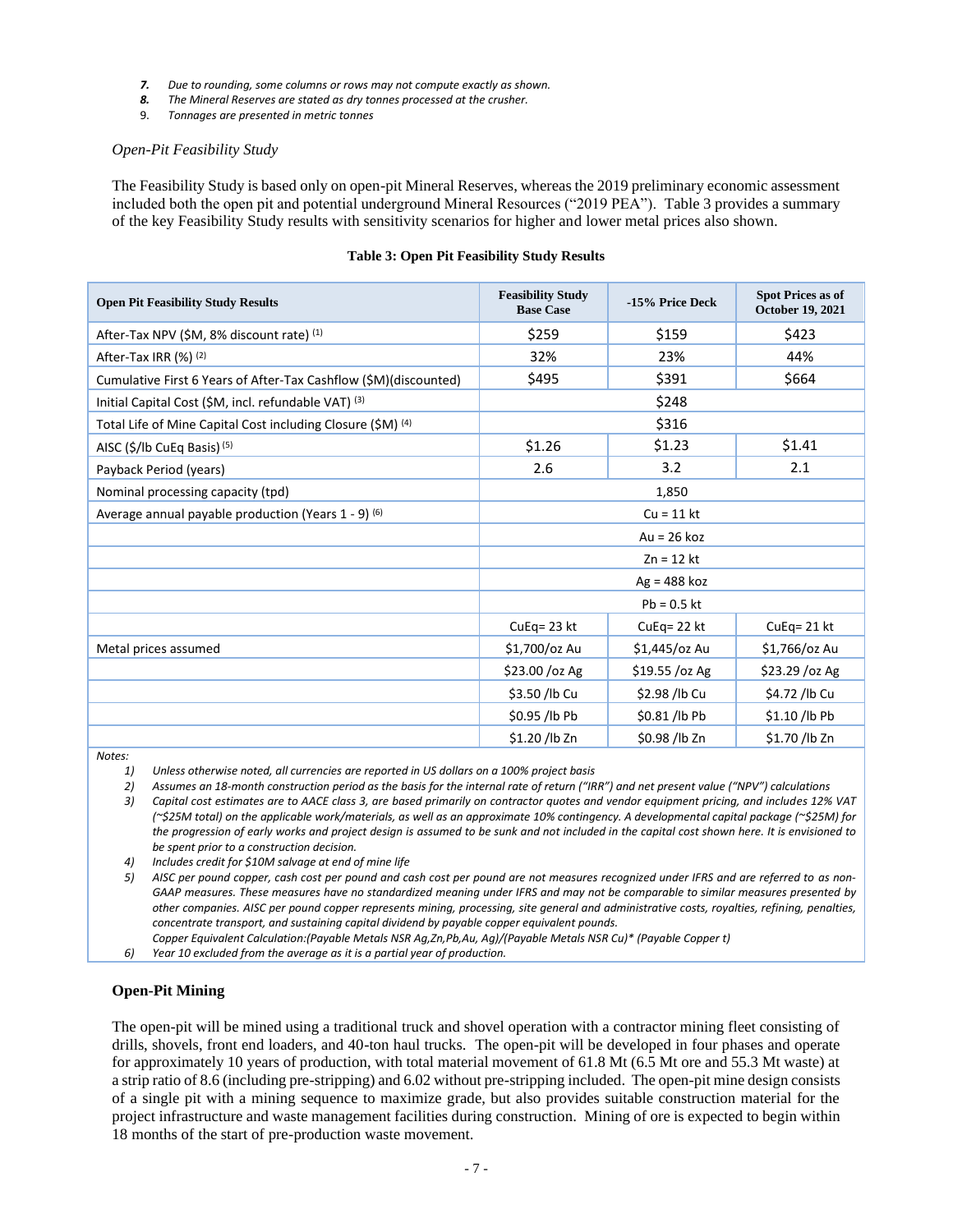7. *Due to rounding, some columns or rows may not compute exactly as shown.*
8. *The Mineral Reserves are stated as dry tonnes processed at the crusher.*
9. *Tonnages are presented in metric tonnes*

*Open-Pit Feasibility Study*

The Feasibility Study is based only on open-pit Mineral Reserves, whereas the 2019 preliminary economic assessment included both the open pit and potential underground Mineral Resources ("2019 PEA"). Table 3 provides a summary of the key Feasibility Study results with sensitivity scenarios for higher and lower metal prices also shown.

**Table 3: Open Pit Feasibility Study Results**

| Open Pit Feasibility Study Results | Feasibility Study Base Case | -15% Price Deck | Spot Prices as of October 19, 2021 |
|---|---|---|---|
| After-Tax NPV ($M, 8% discount rate) (1) | $259 | $159 | $423 |
| After-Tax IRR (%) (2) | 32% | 23% | 44% |
| Cumulative First 6 Years of After-Tax Cashflow ($M)(discounted) | $495 | $391 | $664 |
| Initial Capital Cost ($M, incl. refundable VAT) (3) | $248 | | |
| Total Life of Mine Capital Cost including Closure ($M) (4) | $316 | | |
| AISC ($/lb CuEq Basis) (5) | $1.26 | $1.23 | $1.41 |
| Payback Period (years) | 2.6 | 3.2 | 2.1 |
| Nominal processing capacity (tpd) | 1,850 | | |
| Average annual payable production (Years 1 - 9) (6) | Cu = 11 kt | | |
| | Au = 26 koz | | |
| | Zn = 12 kt | | |
| | Ag = 488 koz | | |
| | Pb = 0.5 kt | | |
| | CuEq= 23 kt | CuEq= 22 kt | CuEq= 21 kt |
| Metal prices assumed | $1,700/oz Au | $1,445/oz Au | $1,766/oz Au |
| | $23.00 /oz Ag | $19.55 /oz Ag | $23.29 /oz Ag |
| | $3.50 /lb Cu | $2.98 /lb Cu | $4.72 /lb Cu |
| | $0.95 /lb Pb | $0.81 /lb Pb | $1.10 /lb Pb |
| | $1.20 /lb Zn | $0.98 /lb Zn | $1.70 /lb Zn |

*Notes:*

1) *Unless otherwise noted, all currencies are reported in US dollars on a 100% project basis*
2) *Assumes an 18-month construction period as the basis for the internal rate of return ("IRR") and net present value ("NPV") calculations*
3) *Capital cost estimates are to AACE class 3, are based primarily on contractor quotes and vendor equipment pricing, and includes 12% VAT (~$25M total) on the applicable work/materials, as well as an approximate 10% contingency. A developmental capital package (~$25M) for the progression of early works and project design is assumed to be sunk and not included in the capital cost shown here. It is envisioned to be spent prior to a construction decision.*
4) *Includes credit for $10M salvage at end of mine life*
5) *AISC per pound copper, cash cost per pound and cash cost per pound are not measures recognized under IFRS and are referred to as non-GAAP measures. These measures have no standardized meaning under IFRS and may not be comparable to similar measures presented by other companies. AISC per pound copper represents mining, processing, site general and administrative costs, royalties, refining, penalties, concentrate transport, and sustaining capital dividend by payable copper equivalent pounds.*
   *Copper Equivalent Calculation:(Payable Metals NSR Ag,Zn,Pb,Au, Ag)/(Payable Metals NSR Cu)\* (Payable Copper t)*
6) *Year 10 excluded from the average as it is a partial year of production.*

**Open-Pit Mining**

The open-pit will be mined using a traditional truck and shovel operation with a contractor mining fleet consisting of drills, shovels, front end loaders, and 40-ton haul trucks. The open-pit will be developed in four phases and operate for approximately 10 years of production, with total material movement of 61.8 Mt (6.5 Mt ore and 55.3 Mt waste) at a strip ratio of 8.6 (including pre-stripping) and 6.02 without pre-stripping included. The open-pit mine design consists of a single pit with a mining sequence to maximize grade, but also provides suitable construction material for the project infrastructure and waste management facilities during construction. Mining of ore is expected to begin within 18 months of the start of pre-production waste movement.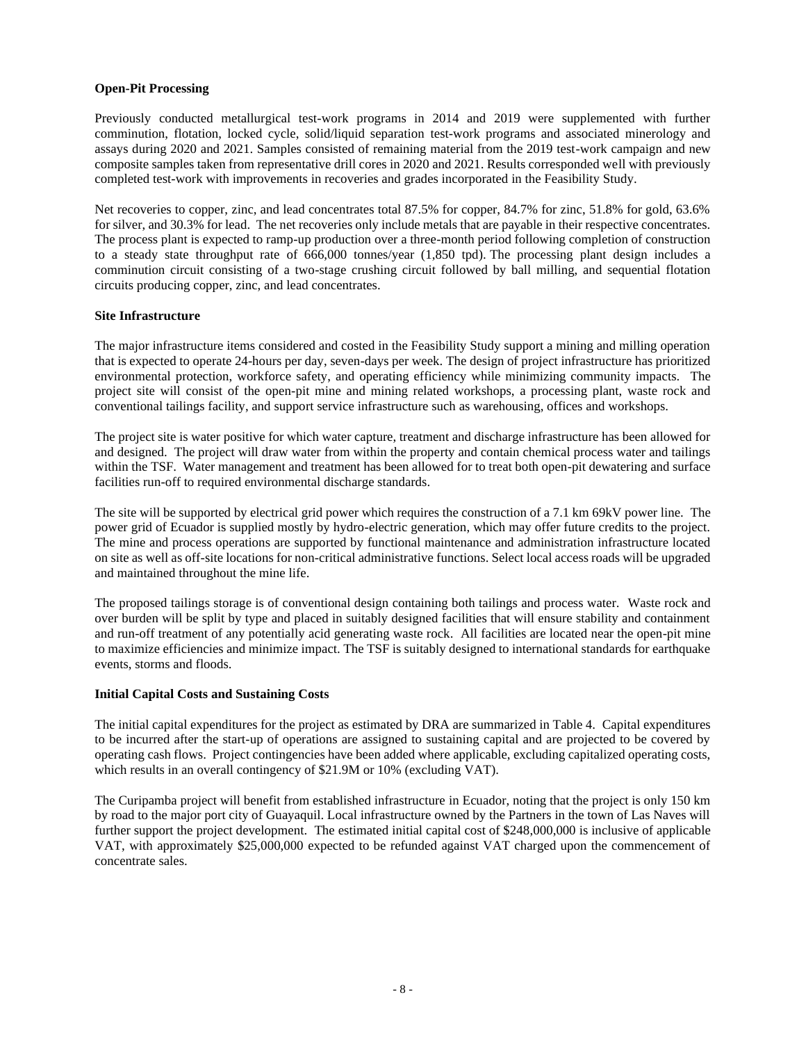**Open-Pit Processing**

Previously conducted metallurgical test-work programs in 2014 and 2019 were supplemented with further comminution, flotation, locked cycle, solid/liquid separation test-work programs and associated minerology and assays during 2020 and 2021. Samples consisted of remaining material from the 2019 test-work campaign and new composite samples taken from representative drill cores in 2020 and 2021. Results corresponded well with previously completed test-work with improvements in recoveries and grades incorporated in the Feasibility Study.

Net recoveries to copper, zinc, and lead concentrates total 87.5% for copper, 84.7% for zinc, 51.8% for gold, 63.6% for silver, and 30.3% for lead. The net recoveries only include metals that are payable in their respective concentrates. The process plant is expected to ramp-up production over a three-month period following completion of construction to a steady state throughput rate of 666,000 tonnes/year (1,850 tpd). The processing plant design includes a comminution circuit consisting of a two-stage crushing circuit followed by ball milling, and sequential flotation circuits producing copper, zinc, and lead concentrates.

**Site Infrastructure**

The major infrastructure items considered and costed in the Feasibility Study support a mining and milling operation that is expected to operate 24-hours per day, seven-days per week. The design of project infrastructure has prioritized environmental protection, workforce safety, and operating efficiency while minimizing community impacts. The project site will consist of the open-pit mine and mining related workshops, a processing plant, waste rock and conventional tailings facility, and support service infrastructure such as warehousing, offices and workshops.

The project site is water positive for which water capture, treatment and discharge infrastructure has been allowed for and designed. The project will draw water from within the property and contain chemical process water and tailings within the TSF. Water management and treatment has been allowed for to treat both open-pit dewatering and surface facilities run-off to required environmental discharge standards.

The site will be supported by electrical grid power which requires the construction of a 7.1 km 69kV power line. The power grid of Ecuador is supplied mostly by hydro-electric generation, which may offer future credits to the project. The mine and process operations are supported by functional maintenance and administration infrastructure located on site as well as off-site locations for non-critical administrative functions. Select local access roads will be upgraded and maintained throughout the mine life.

The proposed tailings storage is of conventional design containing both tailings and process water. Waste rock and over burden will be split by type and placed in suitably designed facilities that will ensure stability and containment and run-off treatment of any potentially acid generating waste rock. All facilities are located near the open-pit mine to maximize efficiencies and minimize impact. The TSF is suitably designed to international standards for earthquake events, storms and floods.

**Initial Capital Costs and Sustaining Costs**

The initial capital expenditures for the project as estimated by DRA are summarized in Table 4. Capital expenditures to be incurred after the start-up of operations are assigned to sustaining capital and are projected to be covered by operating cash flows. Project contingencies have been added where applicable, excluding capitalized operating costs, which results in an overall contingency of $21.9M or 10% (excluding VAT).

The Curipamba project will benefit from established infrastructure in Ecuador, noting that the project is only 150 km by road to the major port city of Guayaquil. Local infrastructure owned by the Partners in the town of Las Naves will further support the project development. The estimated initial capital cost of $248,000,000 is inclusive of applicable VAT, with approximately $25,000,000 expected to be refunded against VAT charged upon the commencement of concentrate sales.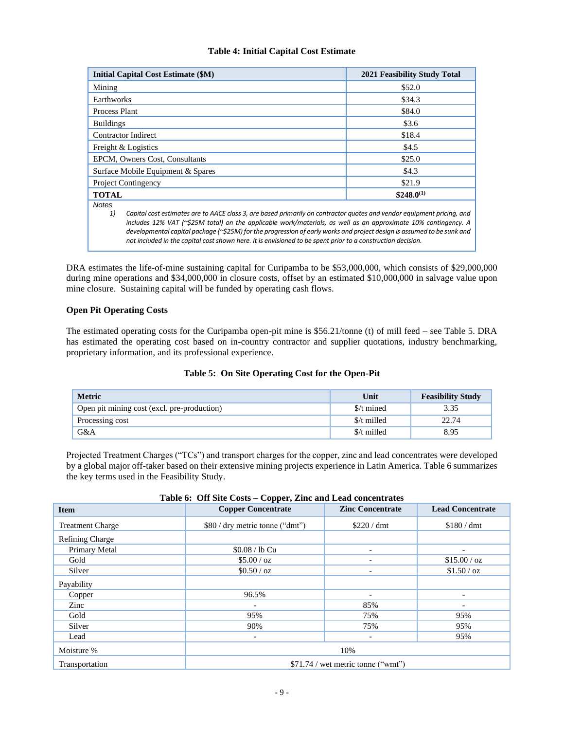**Table 4: Initial Capital Cost Estimate**

| Initial Capital Cost Estimate ($M) | 2021 Feasibility Study Total |
|---|---|
| Mining | $52.0 |
| Earthworks | $34.3 |
| Process Plant | $84.0 |
| Buildings | $3.6 |
| Contractor Indirect | $18.4 |
| Freight & Logistics | $4.5 |
| EPCM, Owners Cost, Consultants | $25.0 |
| Surface Mobile Equipment & Spares | $4.3 |
| Project Contingency | $21.9 |
| **TOTAL** | **$248.0[1]** |

*Notes*

1) *Capital cost estimates are to AACE class 3, are based primarily on contractor quotes and vendor equipment pricing, and includes 12% VAT (~$25M total) on the applicable work/materials, as well as an approximate 10% contingency. A developmental capital package (~$25M) for the progression of early works and project design is assumed to be sunk and not included in the capital cost shown here. It is envisioned to be spent prior to a construction decision.*

DRA estimates the life-of-mine sustaining capital for Curipamba to be $53,000,000, which consists of $29,000,000 during mine operations and $34,000,000 in closure costs, offset by an estimated $10,000,000 in salvage value upon mine closure. Sustaining capital will be funded by operating cash flows.

**Open Pit Operating Costs**

The estimated operating costs for the Curipamba open-pit mine is $56.21/tonne (t) of mill feed – see Table 5. DRA has estimated the operating cost based on in-country contractor and supplier quotations, industry benchmarking, proprietary information, and its professional experience.

**Table 5: On Site Operating Cost for the Open-Pit**

| Metric | Unit | Feasibility Study |
|---|---|---|
| Open pit mining cost (excl. pre-production) | $/t mined | 3.35 |
| Processing cost | $/t milled | 22.74 |
| G&A | $/t milled | 8.95 |

Projected Treatment Charges ("TCs") and transport charges for the copper, zinc and lead concentrates were developed by a global major off-taker based on their extensive mining projects experience in Latin America. Table 6 summarizes the key terms used in the Feasibility Study.

**Table 6: Off Site Costs – Copper, Zinc and Lead concentrates**

| Item | Copper Concentrate | Zinc Concentrate | Lead Concentrate |
|---|---|---|---|
| Treatment Charge | $80 / dry metric tonne ("dmt") | $220 / dmt | $180 / dmt |
| Refining Charge | | | |
| Primary Metal | $0.08 / lb Cu | - | - |
| Gold | $5.00 / oz | - | $15.00 / oz |
| Silver | $0.50 / oz | - | $1.50 / oz |
| Payability | | | |
| Copper | 96.5% | - | - |
| Zinc | - | 85% | - |
| Gold | 95% | 75% | 95% |
| Silver | 90% | 75% | 95% |
| Lead | - | - | 95% |
| Moisture % | 10% | | |
| Transportation | $71.74 / wet metric tonne ("wmt") | | |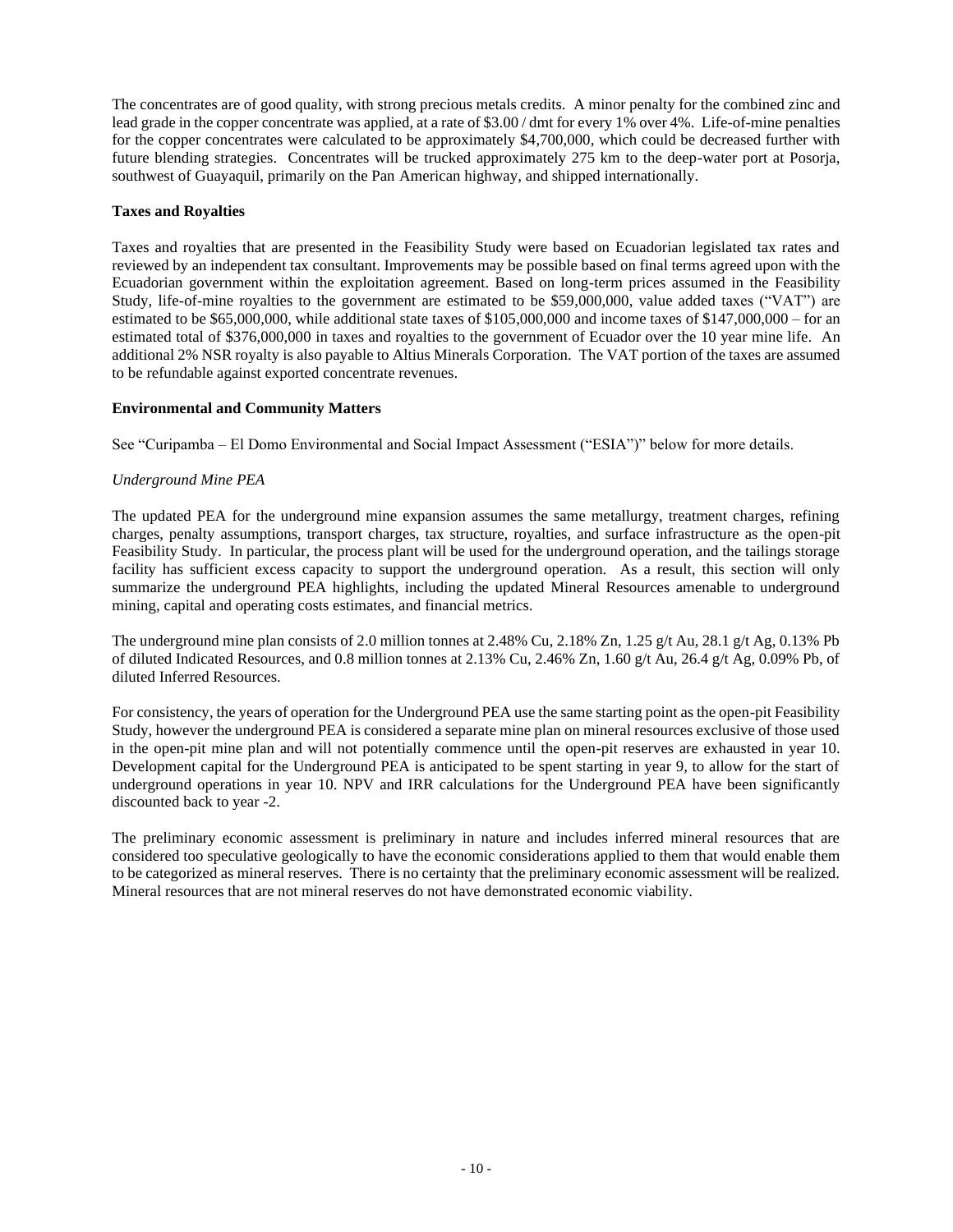The concentrates are of good quality, with strong precious metals credits. A minor penalty for the combined zinc and lead grade in the copper concentrate was applied, at a rate of $3.00 / dmt for every 1% over 4%. Life-of-mine penalties for the copper concentrates were calculated to be approximately $4,700,000, which could be decreased further with future blending strategies. Concentrates will be trucked approximately 275 km to the deep-water port at Posorja, southwest of Guayaquil, primarily on the Pan American highway, and shipped internationally.

**Taxes and Royalties**

Taxes and royalties that are presented in the Feasibility Study were based on Ecuadorian legislated tax rates and reviewed by an independent tax consultant. Improvements may be possible based on final terms agreed upon with the Ecuadorian government within the exploitation agreement. Based on long-term prices assumed in the Feasibility Study, life-of-mine royalties to the government are estimated to be $59,000,000, value added taxes ("VAT") are estimated to be $65,000,000, while additional state taxes of $105,000,000 and income taxes of $147,000,000 – for an estimated total of $376,000,000 in taxes and royalties to the government of Ecuador over the 10 year mine life. An additional 2% NSR royalty is also payable to Altius Minerals Corporation. The VAT portion of the taxes are assumed to be refundable against exported concentrate revenues.

**Environmental and Community Matters**

See "Curipamba – El Domo Environmental and Social Impact Assessment ("ESIA")" below for more details.

*Underground Mine PEA*

The updated PEA for the underground mine expansion assumes the same metallurgy, treatment charges, refining charges, penalty assumptions, transport charges, tax structure, royalties, and surface infrastructure as the open-pit Feasibility Study. In particular, the process plant will be used for the underground operation, and the tailings storage facility has sufficient excess capacity to support the underground operation. As a result, this section will only summarize the underground PEA highlights, including the updated Mineral Resources amenable to underground mining, capital and operating costs estimates, and financial metrics.

The underground mine plan consists of 2.0 million tonnes at 2.48% Cu, 2.18% Zn, 1.25 g/t Au, 28.1 g/t Ag, 0.13% Pb of diluted Indicated Resources, and 0.8 million tonnes at 2.13% Cu, 2.46% Zn, 1.60 g/t Au, 26.4 g/t Ag, 0.09% Pb, of diluted Inferred Resources.

For consistency, the years of operation for the Underground PEA use the same starting point as the open-pit Feasibility Study, however the underground PEA is considered a separate mine plan on mineral resources exclusive of those used in the open-pit mine plan and will not potentially commence until the open-pit reserves are exhausted in year 10. Development capital for the Underground PEA is anticipated to be spent starting in year 9, to allow for the start of underground operations in year 10. NPV and IRR calculations for the Underground PEA have been significantly discounted back to year -2.

The preliminary economic assessment is preliminary in nature and includes inferred mineral resources that are considered too speculative geologically to have the economic considerations applied to them that would enable them to be categorized as mineral reserves. There is no certainty that the preliminary economic assessment will be realized. Mineral resources that are not mineral reserves do not have demonstrated economic viability.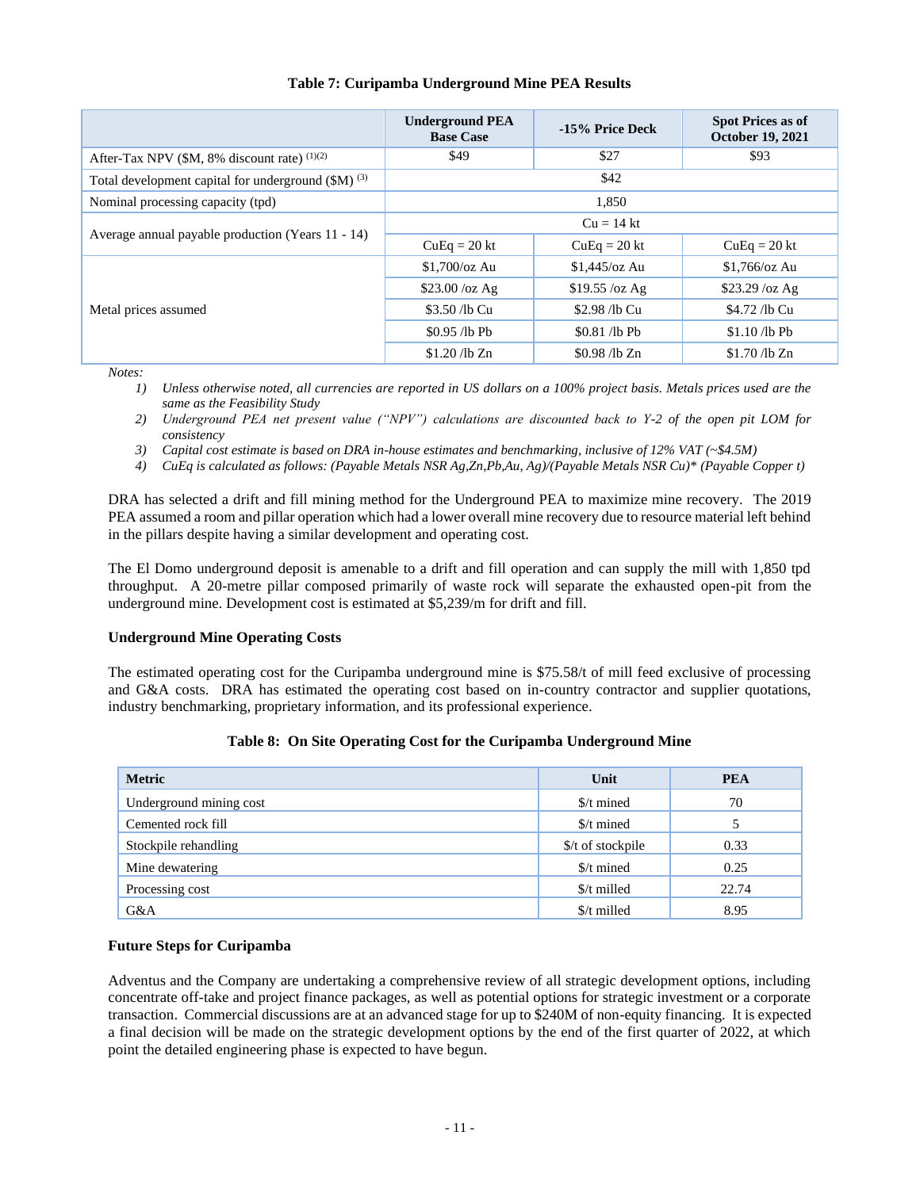**Table 7: Curipamba Underground Mine PEA Results**

| | Underground PEA Base Case | -15% Price Deck | Spot Prices as of October 19, 2021 |
|---|---|---|---|
| After-Tax NPV ($M, 8% discount rate) (1)(2) | $49 | $27 | $93 |
| Total development capital for underground ($M) (3) | $42 | | |
| Nominal processing capacity (tpd) | 1,850 | | |
| Average annual payable production (Years 11 - 14) | Cu = 14 kt | | |
| | CuEq = 20 kt | CuEq = 20 kt | CuEq = 20 kt |
| Metal prices assumed | $1,700/oz Au | $1,445/oz Au | $1,766/oz Au |
| | $23.00 /oz Ag | $19.55 /oz Ag | $23.29 /oz Ag |
| | $3.50 /lb Cu | $2.98 /lb Cu | $4.72 /lb Cu |
| | $0.95 /lb Pb | $0.81 /lb Pb | $1.10 /lb Pb |
| | $1.20 /lb Zn | $0.98 /lb Zn | $1.70 /lb Zn |

Notes:

1) *Unless otherwise noted, all currencies are reported in US dollars on a 100% project basis. Metals prices used are the same as the Feasibility Study*
2) *Underground PEA net present value ("NPV") calculations are discounted back to Y-2 of the open pit LOM for consistency*
3) *Capital cost estimate is based on DRA in-house estimates and benchmarking, inclusive of 12% VAT (~$4.5M)*
4) *CuEq is calculated as follows: (Payable Metals NSR Ag,Zn,Pb,Au, Ag)/(Payable Metals NSR Cu)* (Payable Copper t)*

DRA has selected a drift and fill mining method for the Underground PEA to maximize mine recovery. The 2019 PEA assumed a room and pillar operation which had a lower overall mine recovery due to resource material left behind in the pillars despite having a similar development and operating cost.

The El Domo underground deposit is amenable to a drift and fill operation and can supply the mill with 1,850 tpd throughput. A 20-metre pillar composed primarily of waste rock will separate the exhausted open-pit from the underground mine. Development cost is estimated at $5,239/m for drift and fill.

**Underground Mine Operating Costs**

The estimated operating cost for the Curipamba underground mine is $75.58/t of mill feed exclusive of processing and G&A costs. DRA has estimated the operating cost based on in-country contractor and supplier quotations, industry benchmarking, proprietary information, and its professional experience.

**Table 8: On Site Operating Cost for the Curipamba Underground Mine**

| Metric | Unit | PEA |
|---|---|---|
| Underground mining cost | $/t mined | 70 |
| Cemented rock fill | $/t mined | 5 |
| Stockpile rehandling | $/t of stockpile | 0.33 |
| Mine dewatering | $/t mined | 0.25 |
| Processing cost | $/t milled | 22.74 |
| G&A | $/t milled | 8.95 |

**Future Steps for Curipamba**

Adventus and the Company are undertaking a comprehensive review of all strategic development options, including concentrate off-take and project finance packages, as well as potential options for strategic investment or a corporate transaction. Commercial discussions are at an advanced stage for up to $240M of non-equity financing. It is expected a final decision will be made on the strategic development options by the end of the first quarter of 2022, at which point the detailed engineering phase is expected to have begun.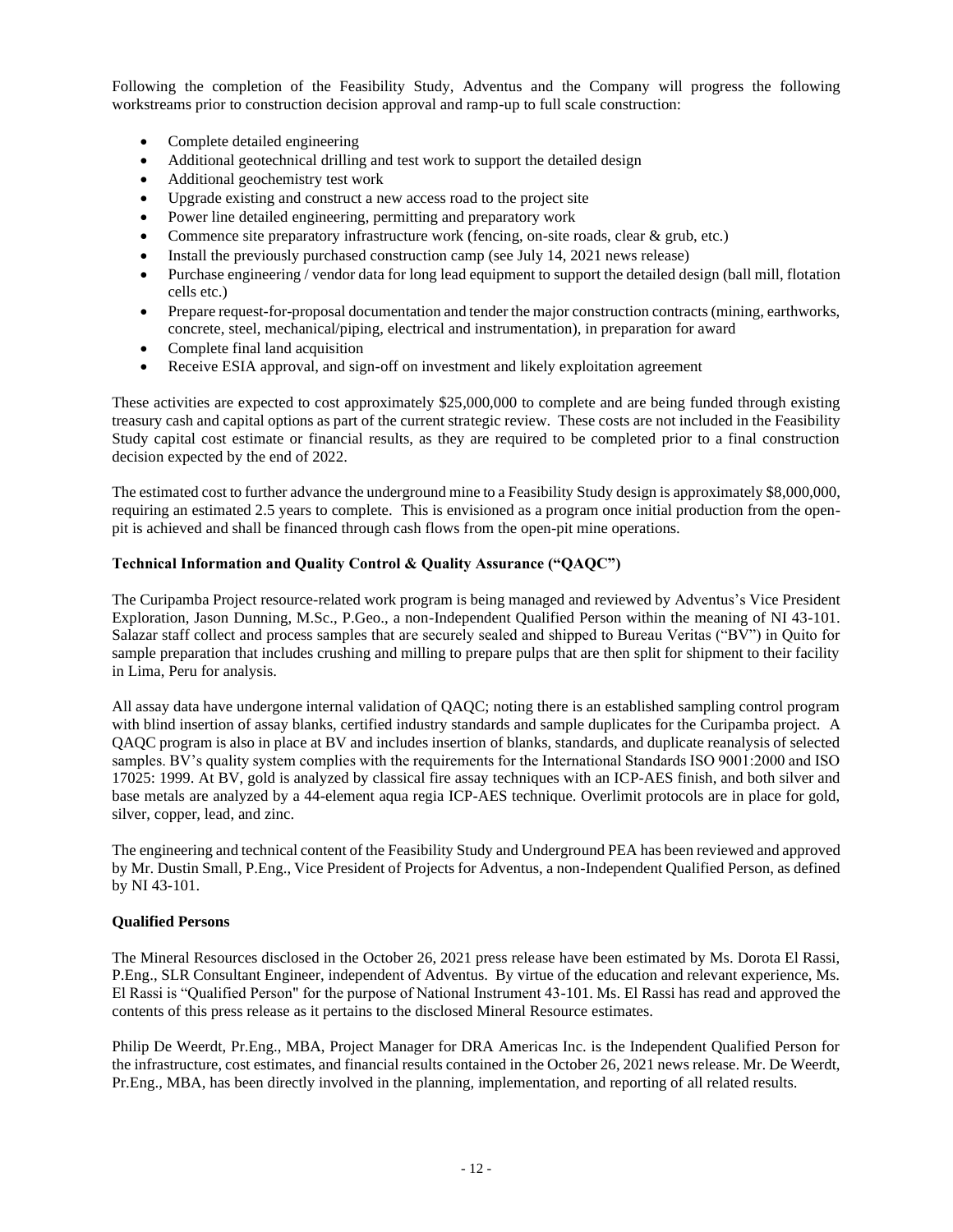Following the completion of the Feasibility Study, Adventus and the Company will progress the following workstreams prior to construction decision approval and ramp-up to full scale construction:

- Complete detailed engineering
- Additional geotechnical drilling and test work to support the detailed design
- Additional geochemistry test work
- Upgrade existing and construct a new access road to the project site
- Power line detailed engineering, permitting and preparatory work
- Commence site preparatory infrastructure work (fencing, on-site roads, clear & grub, etc.)
- Install the previously purchased construction camp (see July 14, 2021 news release)
- Purchase engineering / vendor data for long lead equipment to support the detailed design (ball mill, flotation cells etc.)
- Prepare request-for-proposal documentation and tender the major construction contracts (mining, earthworks, concrete, steel, mechanical/piping, electrical and instrumentation), in preparation for award
- Complete final land acquisition
- Receive ESIA approval, and sign-off on investment and likely exploitation agreement

These activities are expected to cost approximately $25,000,000 to complete and are being funded through existing treasury cash and capital options as part of the current strategic review. These costs are not included in the Feasibility Study capital cost estimate or financial results, as they are required to be completed prior to a final construction decision expected by the end of 2022.

The estimated cost to further advance the underground mine to a Feasibility Study design is approximately $8,000,000, requiring an estimated 2.5 years to complete. This is envisioned as a program once initial production from the open-pit is achieved and shall be financed through cash flows from the open-pit mine operations.

**Technical Information and Quality Control & Quality Assurance ("QAQC")**

The Curipamba Project resource-related work program is being managed and reviewed by Adventus's Vice President Exploration, Jason Dunning, M.Sc., P.Geo., a non-Independent Qualified Person within the meaning of NI 43-101. Salazar staff collect and process samples that are securely sealed and shipped to Bureau Veritas ("BV") in Quito for sample preparation that includes crushing and milling to prepare pulps that are then split for shipment to their facility in Lima, Peru for analysis.

All assay data have undergone internal validation of QAQC; noting there is an established sampling control program with blind insertion of assay blanks, certified industry standards and sample duplicates for the Curipamba project. A QAQC program is also in place at BV and includes insertion of blanks, standards, and duplicate reanalysis of selected samples. BV's quality system complies with the requirements for the International Standards ISO 9001:2000 and ISO 17025: 1999. At BV, gold is analyzed by classical fire assay techniques with an ICP-AES finish, and both silver and base metals are analyzed by a 44-element aqua regia ICP-AES technique. Overlimit protocols are in place for gold, silver, copper, lead, and zinc.

The engineering and technical content of the Feasibility Study and Underground PEA has been reviewed and approved by Mr. Dustin Small, P.Eng., Vice President of Projects for Adventus, a non-Independent Qualified Person, as defined by NI 43-101.

**Qualified Persons**

The Mineral Resources disclosed in the October 26, 2021 press release have been estimated by Ms. Dorota El Rassi, P.Eng., SLR Consultant Engineer, independent of Adventus. By virtue of the education and relevant experience, Ms. El Rassi is "Qualified Person" for the purpose of National Instrument 43-101. Ms. El Rassi has read and approved the contents of this press release as it pertains to the disclosed Mineral Resource estimates.

Philip De Weerdt, Pr.Eng., MBA, Project Manager for DRA Americas Inc. is the Independent Qualified Person for the infrastructure, cost estimates, and financial results contained in the October 26, 2021 news release. Mr. De Weerdt, Pr.Eng., MBA, has been directly involved in the planning, implementation, and reporting of all related results.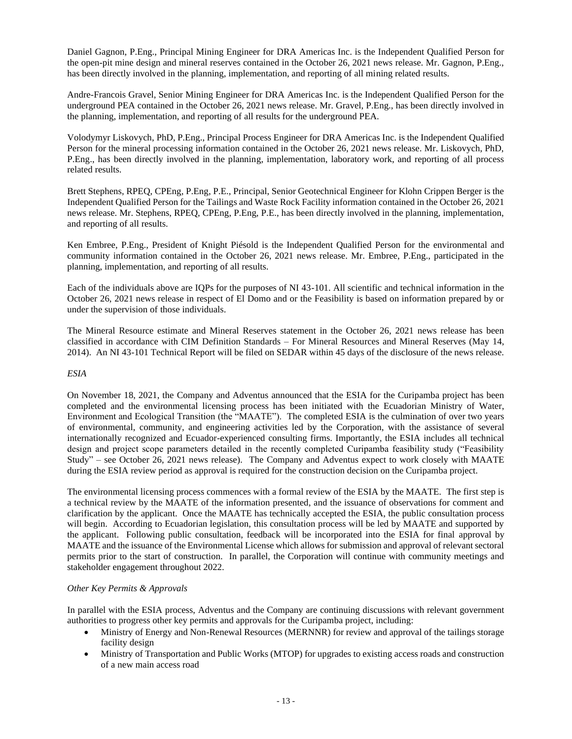Daniel Gagnon, P.Eng., Principal Mining Engineer for DRA Americas Inc. is the Independent Qualified Person for the open-pit mine design and mineral reserves contained in the October 26, 2021 news release. Mr. Gagnon, P.Eng., has been directly involved in the planning, implementation, and reporting of all mining related results.

Andre-Francois Gravel, Senior Mining Engineer for DRA Americas Inc. is the Independent Qualified Person for the underground PEA contained in the October 26, 2021 news release. Mr. Gravel, P.Eng., has been directly involved in the planning, implementation, and reporting of all results for the underground PEA.

Volodymyr Liskovych, PhD, P.Eng., Principal Process Engineer for DRA Americas Inc. is the Independent Qualified Person for the mineral processing information contained in the October 26, 2021 news release. Mr. Liskovych, PhD, P.Eng., has been directly involved in the planning, implementation, laboratory work, and reporting of all process related results.

Brett Stephens, RPEQ, CPEng, P.Eng, P.E., Principal, Senior Geotechnical Engineer for Klohn Crippen Berger is the Independent Qualified Person for the Tailings and Waste Rock Facility information contained in the October 26, 2021 news release. Mr. Stephens, RPEQ, CPEng, P.Eng, P.E., has been directly involved in the planning, implementation, and reporting of all results.

Ken Embree, P.Eng., President of Knight Piésold is the Independent Qualified Person for the environmental and community information contained in the October 26, 2021 news release. Mr. Embree, P.Eng., participated in the planning, implementation, and reporting of all results.

Each of the individuals above are IQPs for the purposes of NI 43-101. All scientific and technical information in the October 26, 2021 news release in respect of El Domo and or the Feasibility is based on information prepared by or under the supervision of those individuals.

The Mineral Resource estimate and Mineral Reserves statement in the October 26, 2021 news release has been classified in accordance with CIM Definition Standards – For Mineral Resources and Mineral Reserves (May 14, 2014). An NI 43-101 Technical Report will be filed on SEDAR within 45 days of the disclosure of the news release.

*ESIA*

On November 18, 2021, the Company and Adventus announced that the ESIA for the Curipamba project has been completed and the environmental licensing process has been initiated with the Ecuadorian Ministry of Water, Environment and Ecological Transition (the "MAATE"). The completed ESIA is the culmination of over two years of environmental, community, and engineering activities led by the Corporation, with the assistance of several internationally recognized and Ecuador-experienced consulting firms. Importantly, the ESIA includes all technical design and project scope parameters detailed in the recently completed Curipamba feasibility study ("Feasibility Study" – see October 26, 2021 news release). The Company and Adventus expect to work closely with MAATE during the ESIA review period as approval is required for the construction decision on the Curipamba project.

The environmental licensing process commences with a formal review of the ESIA by the MAATE. The first step is a technical review by the MAATE of the information presented, and the issuance of observations for comment and clarification by the applicant. Once the MAATE has technically accepted the ESIA, the public consultation process will begin. According to Ecuadorian legislation, this consultation process will be led by MAATE and supported by the applicant. Following public consultation, feedback will be incorporated into the ESIA for final approval by MAATE and the issuance of the Environmental License which allows for submission and approval of relevant sectoral permits prior to the start of construction. In parallel, the Corporation will continue with community meetings and stakeholder engagement throughout 2022.

*Other Key Permits & Approvals*

In parallel with the ESIA process, Adventus and the Company are continuing discussions with relevant government authorities to progress other key permits and approvals for the Curipamba project, including:

- Ministry of Energy and Non-Renewal Resources (MERNNR) for review and approval of the tailings storage facility design
- Ministry of Transportation and Public Works (MTOP) for upgrades to existing access roads and construction of a new main access road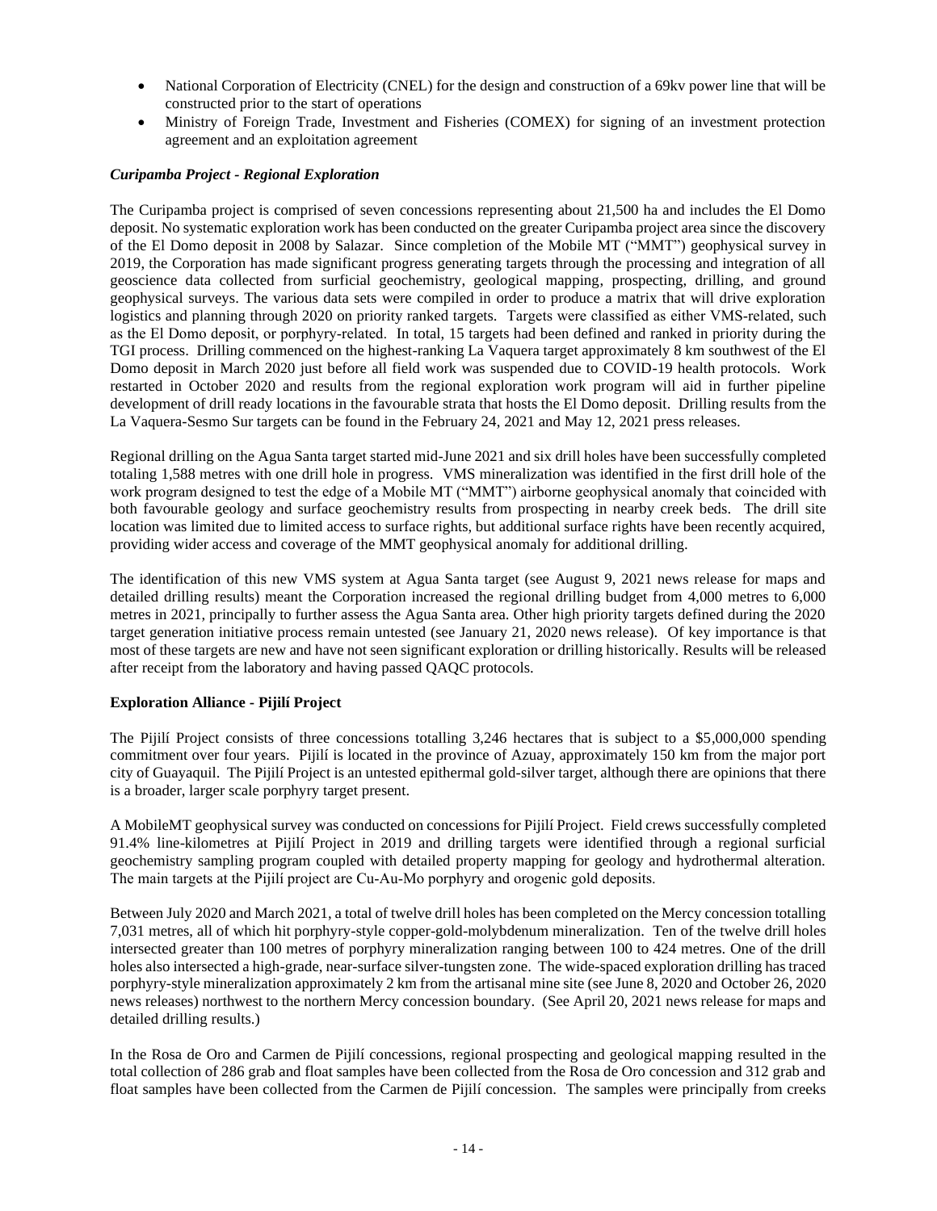- National Corporation of Electricity (CNEL) for the design and construction of a 69kv power line that will be constructed prior to the start of operations
- Ministry of Foreign Trade, Investment and Fisheries (COMEX) for signing of an investment protection agreement and an exploitation agreement

***Curipamba Project - Regional Exploration***

The Curipamba project is comprised of seven concessions representing about 21,500 ha and includes the El Domo deposit. No systematic exploration work has been conducted on the greater Curipamba project area since the discovery of the El Domo deposit in 2008 by Salazar. Since completion of the Mobile MT ("MMT") geophysical survey in 2019, the Corporation has made significant progress generating targets through the processing and integration of all geoscience data collected from surficial geochemistry, geological mapping, prospecting, drilling, and ground geophysical surveys. The various data sets were compiled in order to produce a matrix that will drive exploration logistics and planning through 2020 on priority ranked targets. Targets were classified as either VMS-related, such as the El Domo deposit, or porphyry-related. In total, 15 targets had been defined and ranked in priority during the TGI process. Drilling commenced on the highest-ranking La Vaquera target approximately 8 km southwest of the El Domo deposit in March 2020 just before all field work was suspended due to COVID-19 health protocols. Work restarted in October 2020 and results from the regional exploration work program will aid in further pipeline development of drill ready locations in the favourable strata that hosts the El Domo deposit. Drilling results from the La Vaquera-Sesmo Sur targets can be found in the February 24, 2021 and May 12, 2021 press releases.

Regional drilling on the Agua Santa target started mid-June 2021 and six drill holes have been successfully completed totaling 1,588 metres with one drill hole in progress. VMS mineralization was identified in the first drill hole of the work program designed to test the edge of a Mobile MT ("MMT") airborne geophysical anomaly that coincided with both favourable geology and surface geochemistry results from prospecting in nearby creek beds. The drill site location was limited due to limited access to surface rights, but additional surface rights have been recently acquired, providing wider access and coverage of the MMT geophysical anomaly for additional drilling.

The identification of this new VMS system at Agua Santa target (see August 9, 2021 news release for maps and detailed drilling results) meant the Corporation increased the regional drilling budget from 4,000 metres to 6,000 metres in 2021, principally to further assess the Agua Santa area. Other high priority targets defined during the 2020 target generation initiative process remain untested (see January 21, 2020 news release). Of key importance is that most of these targets are new and have not seen significant exploration or drilling historically. Results will be released after receipt from the laboratory and having passed QAQC protocols.

**Exploration Alliance - Pijilí Project**

The Pijilí Project consists of three concessions totalling 3,246 hectares that is subject to a $5,000,000 spending commitment over four years. Pijilí is located in the province of Azuay, approximately 150 km from the major port city of Guayaquil. The Pijilí Project is an untested epithermal gold-silver target, although there are opinions that there is a broader, larger scale porphyry target present.

A MobileMT geophysical survey was conducted on concessions for Pijilí Project. Field crews successfully completed 91.4% line-kilometres at Pijilí Project in 2019 and drilling targets were identified through a regional surficial geochemistry sampling program coupled with detailed property mapping for geology and hydrothermal alteration. The main targets at the Pijilí project are Cu-Au-Mo porphyry and orogenic gold deposits.

Between July 2020 and March 2021, a total of twelve drill holes has been completed on the Mercy concession totalling 7,031 metres, all of which hit porphyry-style copper-gold-molybdenum mineralization. Ten of the twelve drill holes intersected greater than 100 metres of porphyry mineralization ranging between 100 to 424 metres. One of the drill holes also intersected a high-grade, near-surface silver-tungsten zone. The wide-spaced exploration drilling has traced porphyry-style mineralization approximately 2 km from the artisanal mine site (see June 8, 2020 and October 26, 2020 news releases) northwest to the northern Mercy concession boundary. (See April 20, 2021 news release for maps and detailed drilling results.)

In the Rosa de Oro and Carmen de Pijilí concessions, regional prospecting and geological mapping resulted in the total collection of 286 grab and float samples have been collected from the Rosa de Oro concession and 312 grab and float samples have been collected from the Carmen de Pijilí concession. The samples were principally from creeks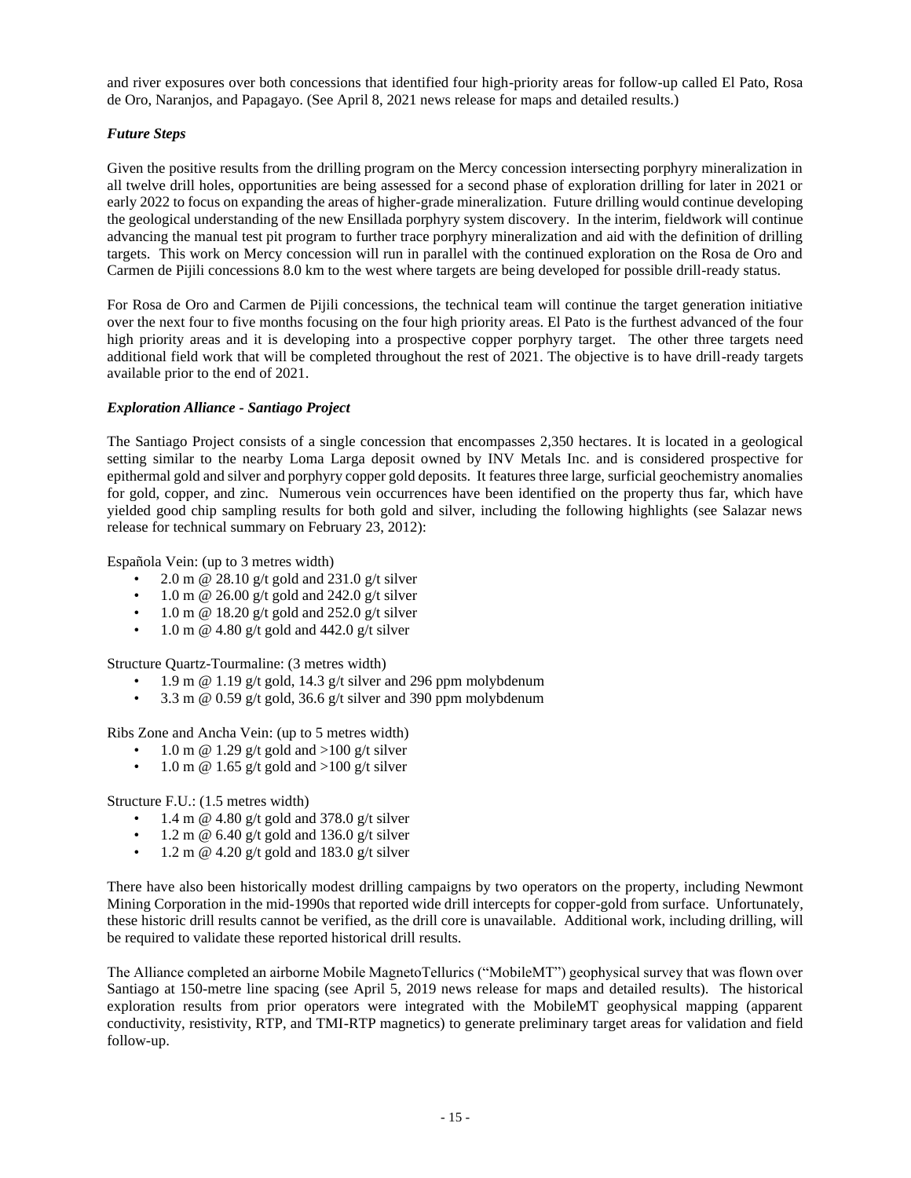and river exposures over both concessions that identified four high-priority areas for follow-up called El Pato, Rosa de Oro, Naranjos, and Papagayo. (See April 8, 2021 news release for maps and detailed results.)

### *Future Steps*

Given the positive results from the drilling program on the Mercy concession intersecting porphyry mineralization in all twelve drill holes, opportunities are being assessed for a second phase of exploration drilling for later in 2021 or early 2022 to focus on expanding the areas of higher-grade mineralization. Future drilling would continue developing the geological understanding of the new Ensillada porphyry system discovery. In the interim, fieldwork will continue advancing the manual test pit program to further trace porphyry mineralization and aid with the definition of drilling targets. This work on Mercy concession will run in parallel with the continued exploration on the Rosa de Oro and Carmen de Pijili concessions 8.0 km to the west where targets are being developed for possible drill-ready status.

For Rosa de Oro and Carmen de Pijili concessions, the technical team will continue the target generation initiative over the next four to five months focusing on the four high priority areas. El Pato is the furthest advanced of the four high priority areas and it is developing into a prospective copper porphyry target. The other three targets need additional field work that will be completed throughout the rest of 2021. The objective is to have drill-ready targets available prior to the end of 2021.

### *Exploration Alliance - Santiago Project*

The Santiago Project consists of a single concession that encompasses 2,350 hectares. It is located in a geological setting similar to the nearby Loma Larga deposit owned by INV Metals Inc. and is considered prospective for epithermal gold and silver and porphyry copper gold deposits. It features three large, surficial geochemistry anomalies for gold, copper, and zinc. Numerous vein occurrences have been identified on the property thus far, which have yielded good chip sampling results for both gold and silver, including the following highlights (see Salazar news release for technical summary on February 23, 2012):

Española Vein: (up to 3 metres width)

- 2.0 m @ 28.10 g/t gold and 231.0 g/t silver
- 1.0 m @ 26.00 g/t gold and 242.0 g/t silver
- 1.0 m @ 18.20 g/t gold and 252.0 g/t silver
- 1.0 m @ 4.80 g/t gold and 442.0 g/t silver

Structure Quartz-Tourmaline: (3 metres width)

- 1.9 m @ 1.19 g/t gold, 14.3 g/t silver and 296 ppm molybdenum
- 3.3 m @ 0.59 g/t gold, 36.6 g/t silver and 390 ppm molybdenum

Ribs Zone and Ancha Vein: (up to 5 metres width)

- 1.0 m @ 1.29 g/t gold and >100 g/t silver
- 1.0 m @ 1.65 g/t gold and >100 g/t silver

Structure F.U.: (1.5 metres width)

- 1.4 m @ 4.80 g/t gold and 378.0 g/t silver
- 1.2 m @ 6.40 g/t gold and 136.0 g/t silver
- 1.2 m @ 4.20 g/t gold and 183.0 g/t silver

There have also been historically modest drilling campaigns by two operators on the property, including Newmont Mining Corporation in the mid-1990s that reported wide drill intercepts for copper-gold from surface. Unfortunately, these historic drill results cannot be verified, as the drill core is unavailable. Additional work, including drilling, will be required to validate these reported historical drill results.

The Alliance completed an airborne Mobile MagnetoTellurics ("MobileMT") geophysical survey that was flown over Santiago at 150-metre line spacing (see April 5, 2019 news release for maps and detailed results). The historical exploration results from prior operators were integrated with the MobileMT geophysical mapping (apparent conductivity, resistivity, RTP, and TMI-RTP magnetics) to generate preliminary target areas for validation and field follow-up.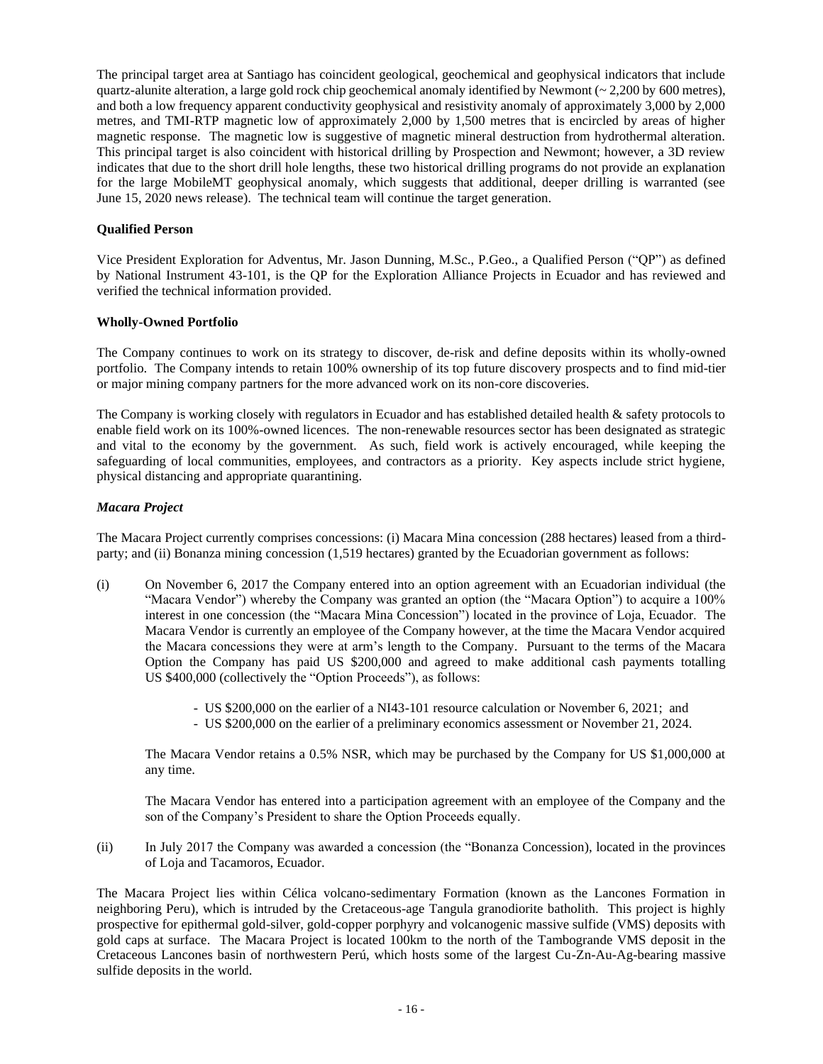The principal target area at Santiago has coincident geological, geochemical and geophysical indicators that include quartz-alunite alteration, a large gold rock chip geochemical anomaly identified by Newmont (~ 2,200 by 600 metres), and both a low frequency apparent conductivity geophysical and resistivity anomaly of approximately 3,000 by 2,000 metres, and TMI-RTP magnetic low of approximately 2,000 by 1,500 metres that is encircled by areas of higher magnetic response. The magnetic low is suggestive of magnetic mineral destruction from hydrothermal alteration. This principal target is also coincident with historical drilling by Prospection and Newmont; however, a 3D review indicates that due to the short drill hole lengths, these two historical drilling programs do not provide an explanation for the large MobileMT geophysical anomaly, which suggests that additional, deeper drilling is warranted (see June 15, 2020 news release). The technical team will continue the target generation.

**Qualified Person**

Vice President Exploration for Adventus, Mr. Jason Dunning, M.Sc., P.Geo., a Qualified Person ("QP") as defined by National Instrument 43-101, is the QP for the Exploration Alliance Projects in Ecuador and has reviewed and verified the technical information provided.

**Wholly-Owned Portfolio**

The Company continues to work on its strategy to discover, de-risk and define deposits within its wholly-owned portfolio. The Company intends to retain 100% ownership of its top future discovery prospects and to find mid-tier or major mining company partners for the more advanced work on its non-core discoveries.

The Company is working closely with regulators in Ecuador and has established detailed health & safety protocols to enable field work on its 100%-owned licences. The non-renewable resources sector has been designated as strategic and vital to the economy by the government. As such, field work is actively encouraged, while keeping the safeguarding of local communities, employees, and contractors as a priority. Key aspects include strict hygiene, physical distancing and appropriate quarantining.

***Macara Project***

The Macara Project currently comprises concessions: (i) Macara Mina concession (288 hectares) leased from a third-party; and (ii) Bonanza mining concession (1,519 hectares) granted by the Ecuadorian government as follows:

(i) On November 6, 2017 the Company entered into an option agreement with an Ecuadorian individual (the "Macara Vendor") whereby the Company was granted an option (the "Macara Option") to acquire a 100% interest in one concession (the "Macara Mina Concession") located in the province of Loja, Ecuador. The Macara Vendor is currently an employee of the Company however, at the time the Macara Vendor acquired the Macara concessions they were at arm's length to the Company. Pursuant to the terms of the Macara Option the Company has paid US $200,000 and agreed to make additional cash payments totalling US $400,000 (collectively the "Option Proceeds"), as follows:

   - US $200,000 on the earlier of a NI43-101 resource calculation or November 6, 2021; and
   - US $200,000 on the earlier of a preliminary economics assessment or November 21, 2024.

   The Macara Vendor retains a 0.5% NSR, which may be purchased by the Company for US $1,000,000 at any time.

   The Macara Vendor has entered into a participation agreement with an employee of the Company and the son of the Company's President to share the Option Proceeds equally.

(ii) In July 2017 the Company was awarded a concession (the "Bonanza Concession), located in the provinces of Loja and Tacamoros, Ecuador.

The Macara Project lies within Célica volcano-sedimentary Formation (known as the Lancones Formation in neighboring Peru), which is intruded by the Cretaceous-age Tangula granodiorite batholith. This project is highly prospective for epithermal gold-silver, gold-copper porphyry and volcanogenic massive sulfide (VMS) deposits with gold caps at surface. The Macara Project is located 100km to the north of the Tambogrande VMS deposit in the Cretaceous Lancones basin of northwestern Perú, which hosts some of the largest Cu-Zn-Au-Ag-bearing massive sulfide deposits in the world.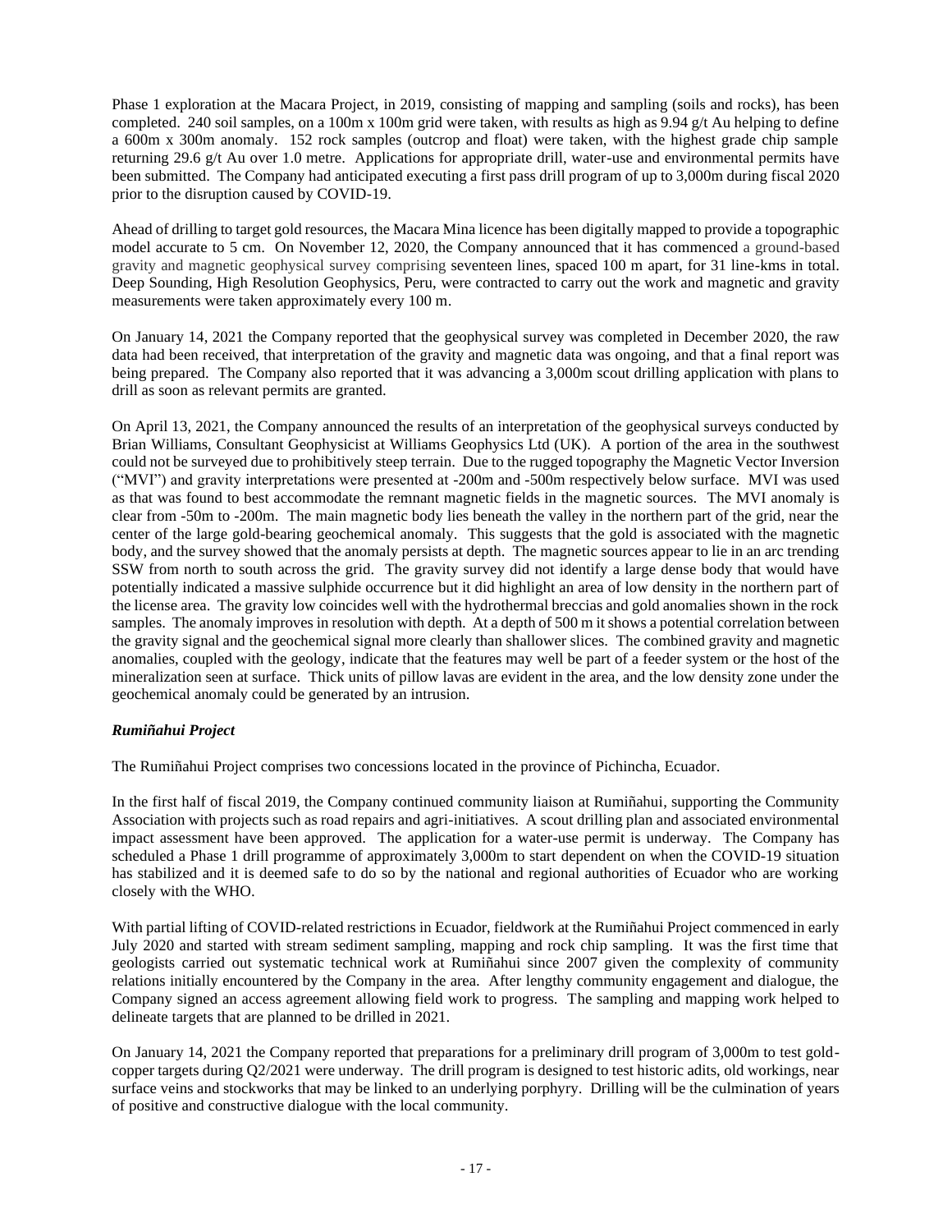Phase 1 exploration at the Macara Project, in 2019, consisting of mapping and sampling (soils and rocks), has been completed. 240 soil samples, on a 100m x 100m grid were taken, with results as high as 9.94 g/t Au helping to define a 600m x 300m anomaly. 152 rock samples (outcrop and float) were taken, with the highest grade chip sample returning 29.6 g/t Au over 1.0 metre. Applications for appropriate drill, water-use and environmental permits have been submitted. The Company had anticipated executing a first pass drill program of up to 3,000m during fiscal 2020 prior to the disruption caused by COVID-19.

Ahead of drilling to target gold resources, the Macara Mina licence has been digitally mapped to provide a topographic model accurate to 5 cm. On November 12, 2020, the Company announced that it has commenced a ground-based gravity and magnetic geophysical survey comprising seventeen lines, spaced 100 m apart, for 31 line-kms in total. Deep Sounding, High Resolution Geophysics, Peru, were contracted to carry out the work and magnetic and gravity measurements were taken approximately every 100 m.

On January 14, 2021 the Company reported that the geophysical survey was completed in December 2020, the raw data had been received, that interpretation of the gravity and magnetic data was ongoing, and that a final report was being prepared. The Company also reported that it was advancing a 3,000m scout drilling application with plans to drill as soon as relevant permits are granted.

On April 13, 2021, the Company announced the results of an interpretation of the geophysical surveys conducted by Brian Williams, Consultant Geophysicist at Williams Geophysics Ltd (UK). A portion of the area in the southwest could not be surveyed due to prohibitively steep terrain. Due to the rugged topography the Magnetic Vector Inversion ("MVI") and gravity interpretations were presented at -200m and -500m respectively below surface. MVI was used as that was found to best accommodate the remnant magnetic fields in the magnetic sources. The MVI anomaly is clear from -50m to -200m. The main magnetic body lies beneath the valley in the northern part of the grid, near the center of the large gold-bearing geochemical anomaly. This suggests that the gold is associated with the magnetic body, and the survey showed that the anomaly persists at depth. The magnetic sources appear to lie in an arc trending SSW from north to south across the grid. The gravity survey did not identify a large dense body that would have potentially indicated a massive sulphide occurrence but it did highlight an area of low density in the northern part of the license area. The gravity low coincides well with the hydrothermal breccias and gold anomalies shown in the rock samples. The anomaly improves in resolution with depth. At a depth of 500 m it shows a potential correlation between the gravity signal and the geochemical signal more clearly than shallower slices. The combined gravity and magnetic anomalies, coupled with the geology, indicate that the features may well be part of a feeder system or the host of the mineralization seen at surface. Thick units of pillow lavas are evident in the area, and the low density zone under the geochemical anomaly could be generated by an intrusion.

***Rumiñahui Project***

The Rumiñahui Project comprises two concessions located in the province of Pichincha, Ecuador.

In the first half of fiscal 2019, the Company continued community liaison at Rumiñahui, supporting the Community Association with projects such as road repairs and agri-initiatives. A scout drilling plan and associated environmental impact assessment have been approved. The application for a water-use permit is underway. The Company has scheduled a Phase 1 drill programme of approximately 3,000m to start dependent on when the COVID-19 situation has stabilized and it is deemed safe to do so by the national and regional authorities of Ecuador who are working closely with the WHO.

With partial lifting of COVID-related restrictions in Ecuador, fieldwork at the Rumiñahui Project commenced in early July 2020 and started with stream sediment sampling, mapping and rock chip sampling. It was the first time that geologists carried out systematic technical work at Rumiñahui since 2007 given the complexity of community relations initially encountered by the Company in the area. After lengthy community engagement and dialogue, the Company signed an access agreement allowing field work to progress. The sampling and mapping work helped to delineate targets that are planned to be drilled in 2021.

On January 14, 2021 the Company reported that preparations for a preliminary drill program of 3,000m to test gold-copper targets during Q2/2021 were underway. The drill program is designed to test historic adits, old workings, near surface veins and stockworks that may be linked to an underlying porphyry. Drilling will be the culmination of years of positive and constructive dialogue with the local community.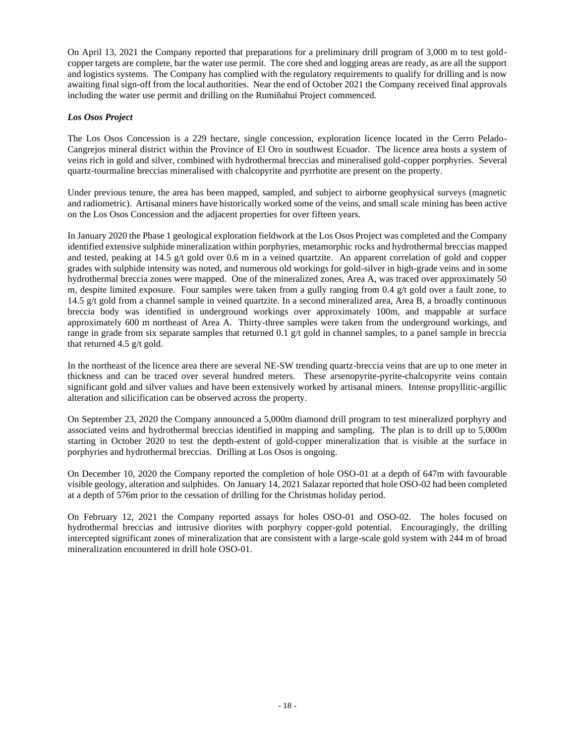On April 13, 2021 the Company reported that preparations for a preliminary drill program of 3,000 m to test gold-copper targets are complete, bar the water use permit. The core shed and logging areas are ready, as are all the support and logistics systems. The Company has complied with the regulatory requirements to qualify for drilling and is now awaiting final sign-off from the local authorities. Near the end of October 2021 the Company received final approvals including the water use permit and drilling on the Rumiñahui Project commenced.

***Los Osos Project***

The Los Osos Concession is a 229 hectare, single concession, exploration licence located in the Cerro Pelado-Cangrejos mineral district within the Province of El Oro in southwest Ecuador. The licence area hosts a system of veins rich in gold and silver, combined with hydrothermal breccias and mineralised gold-copper porphyries. Several quartz-tourmaline breccias mineralised with chalcopyrite and pyrrhotite are present on the property.

Under previous tenure, the area has been mapped, sampled, and subject to airborne geophysical surveys (magnetic and radiometric). Artisanal miners have historically worked some of the veins, and small scale mining has been active on the Los Osos Concession and the adjacent properties for over fifteen years.

In January 2020 the Phase 1 geological exploration fieldwork at the Los Osos Project was completed and the Company identified extensive sulphide mineralization within porphyries, metamorphic rocks and hydrothermal breccias mapped and tested, peaking at 14.5 g/t gold over 0.6 m in a veined quartzite. An apparent correlation of gold and copper grades with sulphide intensity was noted, and numerous old workings for gold-silver in high-grade veins and in some hydrothermal breccia zones were mapped. One of the mineralized zones, Area A, was traced over approximately 50 m, despite limited exposure. Four samples were taken from a gully ranging from 0.4 g/t gold over a fault zone, to 14.5 g/t gold from a channel sample in veined quartzite. In a second mineralized area, Area B, a broadly continuous breccia body was identified in underground workings over approximately 100m, and mappable at surface approximately 600 m northeast of Area A. Thirty-three samples were taken from the underground workings, and range in grade from six separate samples that returned 0.1 g/t gold in channel samples, to a panel sample in breccia that returned 4.5 g/t gold.

In the northeast of the licence area there are several NE-SW trending quartz-breccia veins that are up to one meter in thickness and can be traced over several hundred meters. These arsenopyrite-pyrite-chalcopyrite veins contain significant gold and silver values and have been extensively worked by artisanal miners. Intense propyllitic-argillic alteration and silicification can be observed across the property.

On September 23, 2020 the Company announced a 5,000m diamond drill program to test mineralized porphyry and associated veins and hydrothermal breccias identified in mapping and sampling. The plan is to drill up to 5,000m starting in October 2020 to test the depth-extent of gold-copper mineralization that is visible at the surface in porphyries and hydrothermal breccias. Drilling at Los Osos is ongoing.

On December 10, 2020 the Company reported the completion of hole OSO-01 at a depth of 647m with favourable visible geology, alteration and sulphides. On January 14, 2021 Salazar reported that hole OSO-02 had been completed at a depth of 576m prior to the cessation of drilling for the Christmas holiday period.

On February 12, 2021 the Company reported assays for holes OSO-01 and OSO-02. The holes focused on hydrothermal breccias and intrusive diorites with porphyry copper-gold potential. Encouragingly, the drilling intercepted significant zones of mineralization that are consistent with a large-scale gold system with 244 m of broad mineralization encountered in drill hole OSO-01.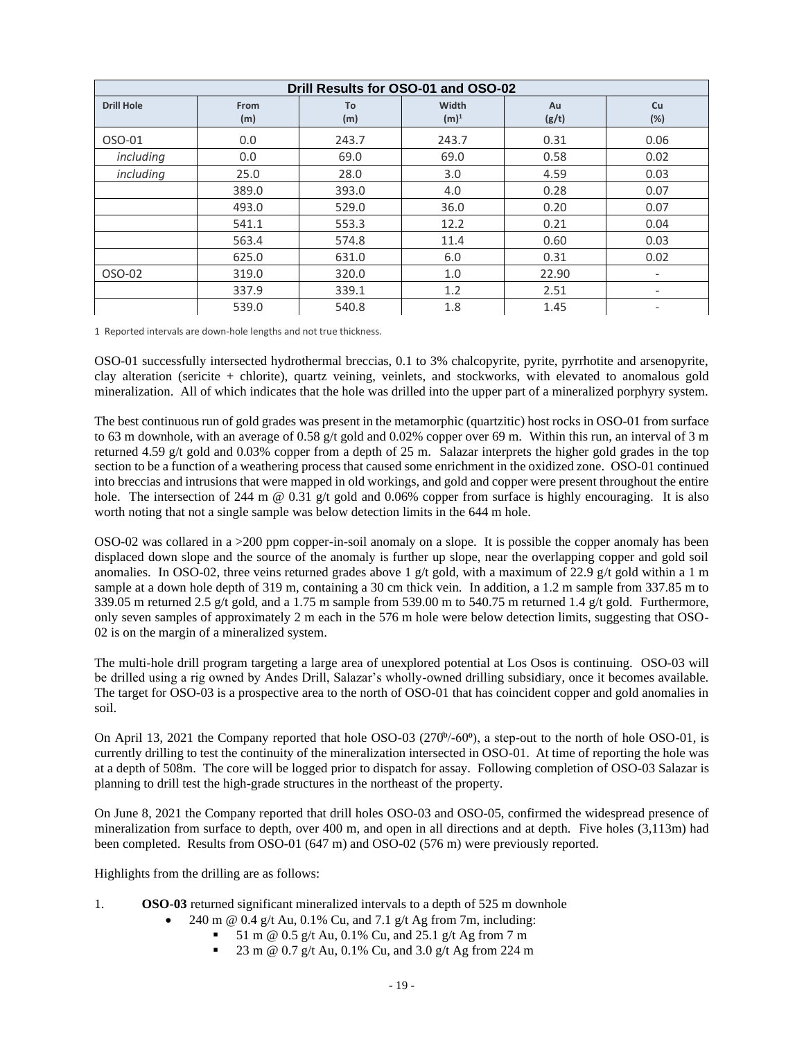| Drill Results for OSO-01 and OSO-02 | | | | | |
|---|---|---|---|---|---|
| **Drill Hole** | **From (m)** | **To (m)** | **Width (m)[1]** | **Au (g/t)** | **Cu (%)** |
| OSO-01 | 0.0 | 243.7 | 243.7 | 0.31 | 0.06 |
| *including* | 0.0 | 69.0 | 69.0 | 0.58 | 0.02 |
| *including* | 25.0 | 28.0 | 3.0 | 4.59 | 0.03 |
| | 389.0 | 393.0 | 4.0 | 0.28 | 0.07 |
| | 493.0 | 529.0 | 36.0 | 0.20 | 0.07 |
| | 541.1 | 553.3 | 12.2 | 0.21 | 0.04 |
| | 563.4 | 574.8 | 11.4 | 0.60 | 0.03 |
| | 625.0 | 631.0 | 6.0 | 0.31 | 0.02 |
| OSO-02 | 319.0 | 320.0 | 1.0 | 22.90 | - |
| | 337.9 | 339.1 | 1.2 | 2.51 | - |
| | 539.0 | 540.8 | 1.8 | 1.45 | - |

1 Reported intervals are down-hole lengths and not true thickness.

OSO-01 successfully intersected hydrothermal breccias, 0.1 to 3% chalcopyrite, pyrite, pyrrhotite and arsenopyrite, clay alteration (sericite + chlorite), quartz veining, veinlets, and stockworks, with elevated to anomalous gold mineralization. All of which indicates that the hole was drilled into the upper part of a mineralized porphyry system.

The best continuous run of gold grades was present in the metamorphic (quartzitic) host rocks in OSO-01 from surface to 63 m downhole, with an average of 0.58 g/t gold and 0.02% copper over 69 m. Within this run, an interval of 3 m returned 4.59 g/t gold and 0.03% copper from a depth of 25 m. Salazar interprets the higher gold grades in the top section to be a function of a weathering process that caused some enrichment in the oxidized zone. OSO-01 continued into breccias and intrusions that were mapped in old workings, and gold and copper were present throughout the entire hole. The intersection of 244 m @ 0.31 g/t gold and 0.06% copper from surface is highly encouraging. It is also worth noting that not a single sample was below detection limits in the 644 m hole.

OSO-02 was collared in a >200 ppm copper-in-soil anomaly on a slope. It is possible the copper anomaly has been displaced down slope and the source of the anomaly is further up slope, near the overlapping copper and gold soil anomalies. In OSO-02, three veins returned grades above 1 g/t gold, with a maximum of 22.9 g/t gold within a 1 m sample at a down hole depth of 319 m, containing a 30 cm thick vein. In addition, a 1.2 m sample from 337.85 m to 339.05 m returned 2.5 g/t gold, and a 1.75 m sample from 539.00 m to 540.75 m returned 1.4 g/t gold. Furthermore, only seven samples of approximately 2 m each in the 576 m hole were below detection limits, suggesting that OSO-02 is on the margin of a mineralized system.

The multi-hole drill program targeting a large area of unexplored potential at Los Osos is continuing. OSO-03 will be drilled using a rig owned by Andes Drill, Salazar's wholly-owned drilling subsidiary, once it becomes available. The target for OSO-03 is a prospective area to the north of OSO-01 that has coincident copper and gold anomalies in soil.

On April 13, 2021 the Company reported that hole OSO-03 (270º/-60º), a step-out to the north of hole OSO-01, is currently drilling to test the continuity of the mineralization intersected in OSO-01. At time of reporting the hole was at a depth of 508m. The core will be logged prior to dispatch for assay. Following completion of OSO-03 Salazar is planning to drill test the high-grade structures in the northeast of the property.

On June 8, 2021 the Company reported that drill holes OSO-03 and OSO-05, confirmed the widespread presence of mineralization from surface to depth, over 400 m, and open in all directions and at depth. Five holes (3,113m) had been completed. Results from OSO-01 (647 m) and OSO-02 (576 m) were previously reported.

Highlights from the drilling are as follows:

1. **OSO-03** returned significant mineralized intervals to a depth of 525 m downhole
    - 240 m @ 0.4 g/t Au, 0.1% Cu, and 7.1 g/t Ag from 7m, including:
        - 51 m @ 0.5 g/t Au, 0.1% Cu, and 25.1 g/t Ag from 7 m
        - 23 m @ 0.7 g/t Au, 0.1% Cu, and 3.0 g/t Ag from 224 m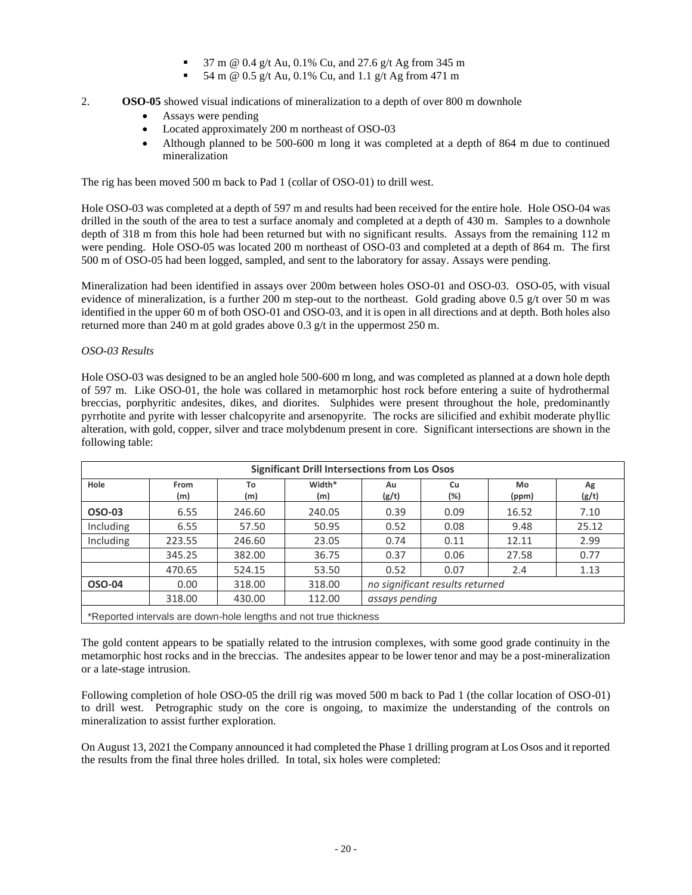- 37 m @ 0.4 g/t Au, 0.1% Cu, and 27.6 g/t Ag from 345 m
- 54 m @ 0.5 g/t Au, 0.1% Cu, and 1.1 g/t Ag from 471 m

2. **OSO-05** showed visual indications of mineralization to a depth of over 800 m downhole
   - Assays were pending
   - Located approximately 200 m northeast of OSO-03
   - Although planned to be 500-600 m long it was completed at a depth of 864 m due to continued mineralization

The rig has been moved 500 m back to Pad 1 (collar of OSO-01) to drill west.

Hole OSO-03 was completed at a depth of 597 m and results had been received for the entire hole. Hole OSO-04 was drilled in the south of the area to test a surface anomaly and completed at a depth of 430 m. Samples to a downhole depth of 318 m from this hole had been returned but with no significant results. Assays from the remaining 112 m were pending. Hole OSO-05 was located 200 m northeast of OSO-03 and completed at a depth of 864 m. The first 500 m of OSO-05 had been logged, sampled, and sent to the laboratory for assay. Assays were pending.

Mineralization had been identified in assays over 200m between holes OSO-01 and OSO-03. OSO-05, with visual evidence of mineralization, is a further 200 m step-out to the northeast. Gold grading above 0.5 g/t over 50 m was identified in the upper 60 m of both OSO-01 and OSO-03, and it is open in all directions and at depth. Both holes also returned more than 240 m at gold grades above 0.3 g/t in the uppermost 250 m.

*OSO-03 Results*

Hole OSO-03 was designed to be an angled hole 500-600 m long, and was completed as planned at a down hole depth of 597 m. Like OSO-01, the hole was collared in metamorphic host rock before entering a suite of hydrothermal breccias, porphyritic andesites, dikes, and diorites. Sulphides were present throughout the hole, predominantly pyrrhotite and pyrite with lesser chalcopyrite and arsenopyrite. The rocks are silicified and exhibit moderate phyllic alteration, with gold, copper, silver and trace molybdenum present in core. Significant intersections are shown in the following table:

| Significant Drill Intersections from Los Osos | | | | | | | |
|---|---|---|---|---|---|---|---|
| Hole | From (m) | To (m) | Width* (m) | Au (g/t) | Cu (%) | Mo (ppm) | Ag (g/t) |
| **OSO-03** | 6.55 | 246.60 | 240.05 | 0.39 | 0.09 | 16.52 | 7.10 |
| Including | 6.55 | 57.50 | 50.95 | 0.52 | 0.08 | 9.48 | 25.12 |
| Including | 223.55 | 246.60 | 23.05 | 0.74 | 0.11 | 12.11 | 2.99 |
| | 345.25 | 382.00 | 36.75 | 0.37 | 0.06 | 27.58 | 0.77 |
| | 470.65 | 524.15 | 53.50 | 0.52 | 0.07 | 2.4 | 1.13 |
| **OSO-04** | 0.00 | 318.00 | 318.00 | *no significant results returned* | | | |
| | 318.00 | 430.00 | 112.00 | *assays pending* | | | |

*Reported intervals are down-hole lengths and not true thickness

The gold content appears to be spatially related to the intrusion complexes, with some good grade continuity in the metamorphic host rocks and in the breccias. The andesites appear to be lower tenor and may be a post-mineralization or a late-stage intrusion.

Following completion of hole OSO-05 the drill rig was moved 500 m back to Pad 1 (the collar location of OSO-01) to drill west. Petrographic study on the core is ongoing, to maximize the understanding of the controls on mineralization to assist further exploration.

On August 13, 2021 the Company announced it had completed the Phase 1 drilling program at Los Osos and it reported the results from the final three holes drilled. In total, six holes were completed: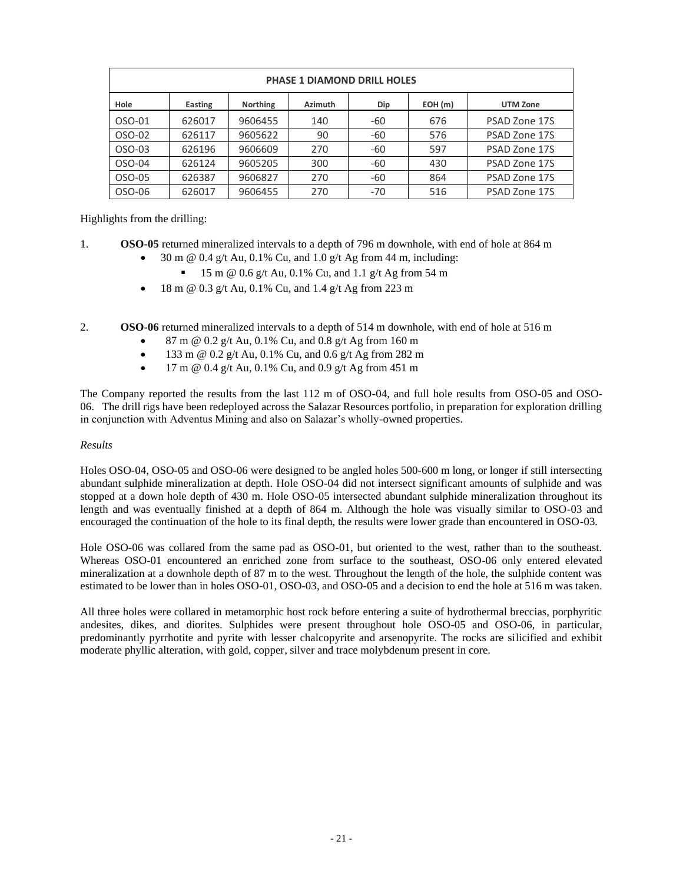| PHASE 1 DIAMOND DRILL HOLES | | | | | | |
|---|---|---|---|---|---|---|
| **Hole** | **Easting** | **Northing** | **Azimuth** | **Dip** | **EOH (m)** | **UTM Zone** |
| OSO-01 | 626017 | 9606455 | 140 | -60 | 676 | PSAD Zone 17S |
| OSO-02 | 626117 | 9605622 | 90 | -60 | 576 | PSAD Zone 17S |
| OSO-03 | 626196 | 9606609 | 270 | -60 | 597 | PSAD Zone 17S |
| OSO-04 | 626124 | 9605205 | 300 | -60 | 430 | PSAD Zone 17S |
| OSO-05 | 626387 | 9606827 | 270 | -60 | 864 | PSAD Zone 17S |
| OSO-06 | 626017 | 9606455 | 270 | -70 | 516 | PSAD Zone 17S |

Highlights from the drilling:

1. **OSO-05** returned mineralized intervals to a depth of 796 m downhole, with end of hole at 864 m
   - 30 m @ 0.4 g/t Au, 0.1% Cu, and 1.0 g/t Ag from 44 m, including:
     - 15 m @ 0.6 g/t Au, 0.1% Cu, and 1.1 g/t Ag from 54 m
   - 18 m @ 0.3 g/t Au, 0.1% Cu, and 1.4 g/t Ag from 223 m

2. **OSO-06** returned mineralized intervals to a depth of 514 m downhole, with end of hole at 516 m
   - 87 m @ 0.2 g/t Au, 0.1% Cu, and 0.8 g/t Ag from 160 m
   - 133 m @ 0.2 g/t Au, 0.1% Cu, and 0.6 g/t Ag from 282 m
   - 17 m @ 0.4 g/t Au, 0.1% Cu, and 0.9 g/t Ag from 451 m

The Company reported the results from the last 112 m of OSO-04, and full hole results from OSO-05 and OSO-06. The drill rigs have been redeployed across the Salazar Resources portfolio, in preparation for exploration drilling in conjunction with Adventus Mining and also on Salazar's wholly-owned properties.

*Results*

Holes OSO-04, OSO-05 and OSO-06 were designed to be angled holes 500-600 m long, or longer if still intersecting abundant sulphide mineralization at depth. Hole OSO-04 did not intersect significant amounts of sulphide and was stopped at a down hole depth of 430 m. Hole OSO-05 intersected abundant sulphide mineralization throughout its length and was eventually finished at a depth of 864 m. Although the hole was visually similar to OSO-03 and encouraged the continuation of the hole to its final depth, the results were lower grade than encountered in OSO-03.

Hole OSO-06 was collared from the same pad as OSO-01, but oriented to the west, rather than to the southeast. Whereas OSO-01 encountered an enriched zone from surface to the southeast, OSO-06 only entered elevated mineralization at a downhole depth of 87 m to the west. Throughout the length of the hole, the sulphide content was estimated to be lower than in holes OSO-01, OSO-03, and OSO-05 and a decision to end the hole at 516 m was taken.

All three holes were collared in metamorphic host rock before entering a suite of hydrothermal breccias, porphyritic andesites, dikes, and diorites. Sulphides were present throughout hole OSO-05 and OSO-06, in particular, predominantly pyrrhotite and pyrite with lesser chalcopyrite and arsenopyrite. The rocks are silicified and exhibit moderate phyllic alteration, with gold, copper, silver and trace molybdenum present in core.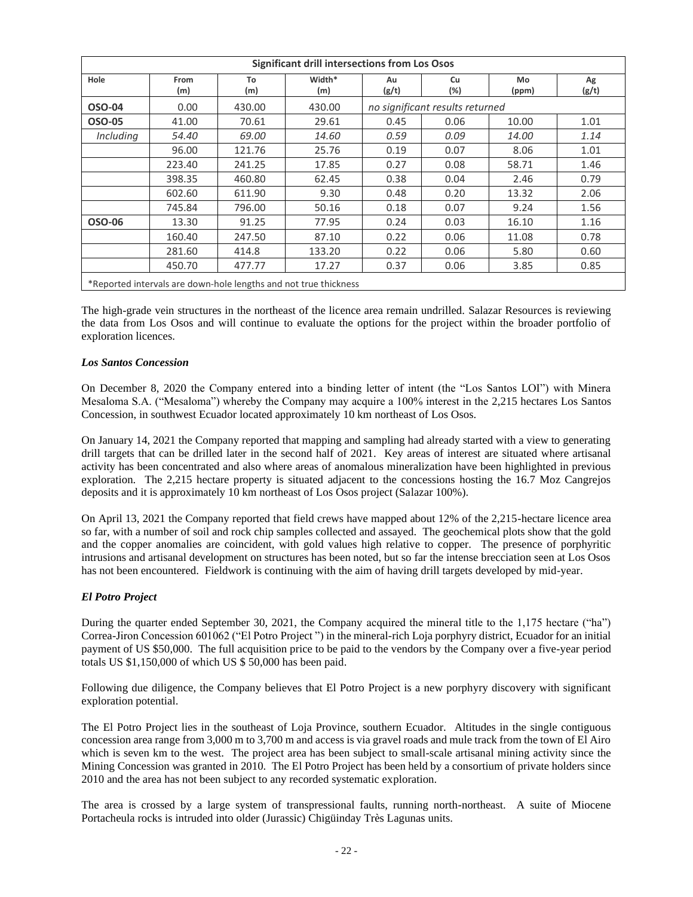| Significant drill intersections from Los Osos | | | | | | | |
|---|---|---|---|---|---|---|---|
| Hole | From (m) | To (m) | Width* (m) | Au (g/t) | Cu (%) | Mo (ppm) | Ag (g/t) |
| **OSO-04** | 0.00 | 430.00 | 430.00 | *no significant results returned* | | | |
| **OSO-05** | 41.00 | 70.61 | 29.61 | 0.45 | 0.06 | 10.00 | 1.01 |
| *Including* | *54.40* | *69.00* | *14.60* | *0.59* | *0.09* | *14.00* | *1.14* |
| | 96.00 | 121.76 | 25.76 | 0.19 | 0.07 | 8.06 | 1.01 |
| | 223.40 | 241.25 | 17.85 | 0.27 | 0.08 | 58.71 | 1.46 |
| | 398.35 | 460.80 | 62.45 | 0.38 | 0.04 | 2.46 | 0.79 |
| | 602.60 | 611.90 | 9.30 | 0.48 | 0.20 | 13.32 | 2.06 |
| | 745.84 | 796.00 | 50.16 | 0.18 | 0.07 | 9.24 | 1.56 |
| **OSO-06** | 13.30 | 91.25 | 77.95 | 0.24 | 0.03 | 16.10 | 1.16 |
| | 160.40 | 247.50 | 87.10 | 0.22 | 0.06 | 11.08 | 0.78 |
| | 281.60 | 414.8 | 133.20 | 0.22 | 0.06 | 5.80 | 0.60 |
| | 450.70 | 477.77 | 17.27 | 0.37 | 0.06 | 3.85 | 0.85 |

*Reported intervals are down-hole lengths and not true thickness

The high-grade vein structures in the northeast of the licence area remain undrilled. Salazar Resources is reviewing the data from Los Osos and will continue to evaluate the options for the project within the broader portfolio of exploration licences.

### *Los Santos Concession*

On December 8, 2020 the Company entered into a binding letter of intent (the "Los Santos LOI") with Minera Mesaloma S.A. ("Mesaloma") whereby the Company may acquire a 100% interest in the 2,215 hectares Los Santos Concession, in southwest Ecuador located approximately 10 km northeast of Los Osos.

On January 14, 2021 the Company reported that mapping and sampling had already started with a view to generating drill targets that can be drilled later in the second half of 2021. Key areas of interest are situated where artisanal activity has been concentrated and also where areas of anomalous mineralization have been highlighted in previous exploration. The 2,215 hectare property is situated adjacent to the concessions hosting the 16.7 Moz Cangrejos deposits and it is approximately 10 km northeast of Los Osos project (Salazar 100%).

On April 13, 2021 the Company reported that field crews have mapped about 12% of the 2,215-hectare licence area so far, with a number of soil and rock chip samples collected and assayed. The geochemical plots show that the gold and the copper anomalies are coincident, with gold values high relative to copper. The presence of porphyritic intrusions and artisanal development on structures has been noted, but so far the intense brecciation seen at Los Osos has not been encountered. Fieldwork is continuing with the aim of having drill targets developed by mid-year.

### *El Potro Project*

During the quarter ended September 30, 2021, the Company acquired the mineral title to the 1,175 hectare ("ha") Correa-Jiron Concession 601062 ("El Potro Project ") in the mineral-rich Loja porphyry district, Ecuador for an initial payment of US $50,000. The full acquisition price to be paid to the vendors by the Company over a five-year period totals US $1,150,000 of which US $ 50,000 has been paid.

Following due diligence, the Company believes that El Potro Project is a new porphyry discovery with significant exploration potential.

The El Potro Project lies in the southeast of Loja Province, southern Ecuador. Altitudes in the single contiguous concession area range from 3,000 m to 3,700 m and access is via gravel roads and mule track from the town of El Airo which is seven km to the west. The project area has been subject to small-scale artisanal mining activity since the Mining Concession was granted in 2010. The El Potro Project has been held by a consortium of private holders since 2010 and the area has not been subject to any recorded systematic exploration.

The area is crossed by a large system of transpressional faults, running north-northeast. A suite of Miocene Portacheula rocks is intruded into older (Jurassic) Chigüinday Très Lagunas units.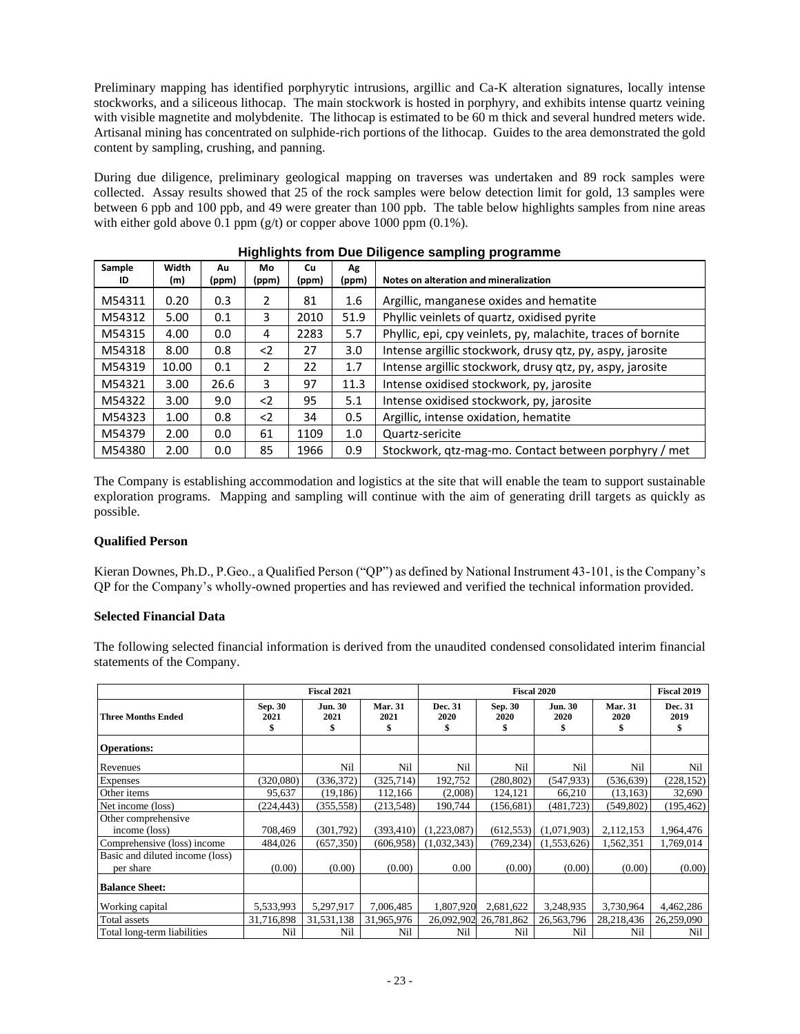Preliminary mapping has identified porphyrytic intrusions, argillic and Ca-K alteration signatures, locally intense stockworks, and a siliceous lithocap. The main stockwork is hosted in porphyry, and exhibits intense quartz veining with visible magnetite and molybdenite. The lithocap is estimated to be 60 m thick and several hundred meters wide. Artisanal mining has concentrated on sulphide-rich portions of the lithocap. Guides to the area demonstrated the gold content by sampling, crushing, and panning.

During due diligence, preliminary geological mapping on traverses was undertaken and 89 rock samples were collected. Assay results showed that 25 of the rock samples were below detection limit for gold, 13 samples were between 6 ppb and 100 ppb, and 49 were greater than 100 ppb. The table below highlights samples from nine areas with either gold above 0.1 ppm (g/t) or copper above 1000 ppm (0.1%).

**Highlights from Due Diligence sampling programme**

| Sample ID | Width (m) | Au (ppm) | Mo (ppm) | Cu (ppm) | Ag (ppm) | Notes on alteration and mineralization |
|---|---|---|---|---|---|---|
| M54311 | 0.20 | 0.3 | 2 | 81 | 1.6 | Argillic, manganese oxides and hematite |
| M54312 | 5.00 | 0.1 | 3 | 2010 | 51.9 | Phyllic veinlets of quartz, oxidised pyrite |
| M54315 | 4.00 | 0.0 | 4 | 2283 | 5.7 | Phyllic, epi, cpy veinlets, py, malachite, traces of bornite |
| M54318 | 8.00 | 0.8 | <2 | 27 | 3.0 | Intense argillic stockwork, drusy qtz, py, aspy, jarosite |
| M54319 | 10.00 | 0.1 | 2 | 22 | 1.7 | Intense argillic stockwork, drusy qtz, py, aspy, jarosite |
| M54321 | 3.00 | 26.6 | 3 | 97 | 11.3 | Intense oxidised stockwork, py, jarosite |
| M54322 | 3.00 | 9.0 | <2 | 95 | 5.1 | Intense oxidised stockwork, py, jarosite |
| M54323 | 1.00 | 0.8 | <2 | 34 | 0.5 | Argillic, intense oxidation, hematite |
| M54379 | 2.00 | 0.0 | 61 | 1109 | 1.0 | Quartz-sericite |
| M54380 | 2.00 | 0.0 | 85 | 1966 | 0.9 | Stockwork, qtz-mag-mo. Contact between porphyry / met |

The Company is establishing accommodation and logistics at the site that will enable the team to support sustainable exploration programs. Mapping and sampling will continue with the aim of generating drill targets as quickly as possible.

**Qualified Person**

Kieran Downes, Ph.D., P.Geo., a Qualified Person ("QP") as defined by National Instrument 43-101, is the Company's QP for the Company's wholly-owned properties and has reviewed and verified the technical information provided.

**Selected Financial Data**

The following selected financial information is derived from the unaudited condensed consolidated interim financial statements of the Company.

| | Fiscal 2021 | | | Fiscal 2020 | | | | Fiscal 2019 |
|---|---|---|---|---|---|---|---|---|
| **Three Months Ended** | **Sep. 30 2021 $** | **Jun. 30 2021 $** | **Mar. 31 2021 $** | **Dec. 31 2020 $** | **Sep. 30 2020 $** | **Jun. 30 2020 $** | **Mar. 31 2020 $** | **Dec. 31 2019 $** |
| **Operations:** | | | | | | | | |
| Revenues | | Nil | Nil | Nil | Nil | Nil | Nil | Nil |
| Expenses | (320,080) | (336,372) | (325,714) | 192,752 | (280,802) | (547,933) | (536,639) | (228,152) |
| Other items | 95,637 | (19,186) | 112,166 | (2,008) | 124,121 | 66,210 | (13,163) | 32,690 |
| Net income (loss) | (224,443) | (355,558) | (213,548) | 190,744 | (156,681) | (481,723) | (549,802) | (195,462) |
| Other comprehensive income (loss) | 708,469 | (301,792) | (393,410) | (1,223,087) | (612,553) | (1,071,903) | 2,112,153 | 1,964,476 |
| Comprehensive (loss) income | 484,026 | (657,350) | (606,958) | (1,032,343) | (769,234) | (1,553,626) | 1,562,351 | 1,769,014 |
| Basic and diluted income (loss) per share | (0.00) | (0.00) | (0.00) | 0.00 | (0.00) | (0.00) | (0.00) | (0.00) |
| **Balance Sheet:** | | | | | | | | |
| Working capital | 5,533,993 | 5,297,917 | 7,006,485 | 1,807,920 | 2,681,622 | 3,248,935 | 3,730,964 | 4,462,286 |
| Total assets | 31,716,898 | 31,531,138 | 31,965,976 | 26,092,902 | 26,781,862 | 26,563,796 | 28,218,436 | 26,259,090 |
| Total long-term liabilities | Nil | Nil | Nil | Nil | Nil | Nil | Nil | Nil |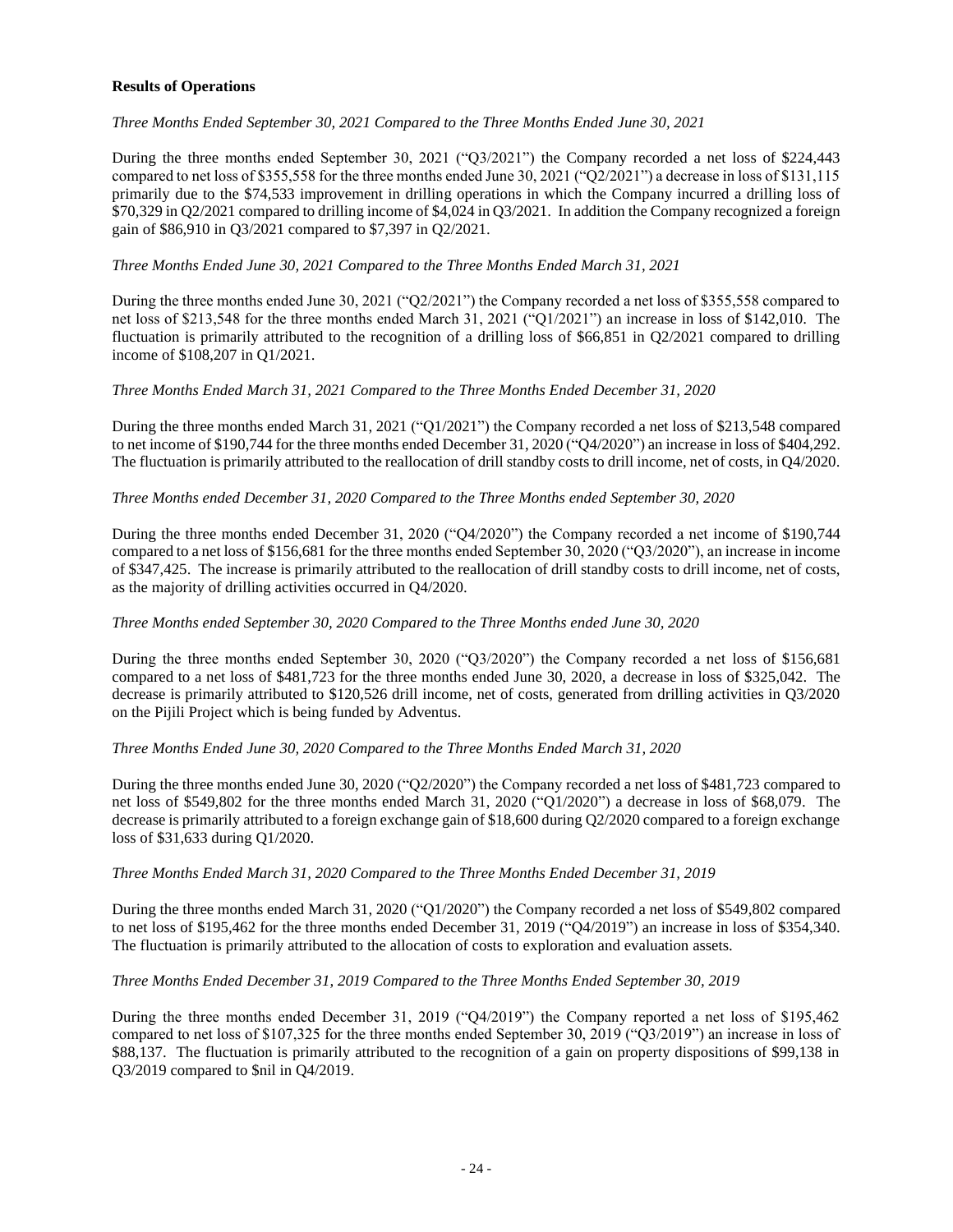**Results of Operations**

*Three Months Ended September 30, 2021 Compared to the Three Months Ended June 30, 2021*

During the three months ended September 30, 2021 ("Q3/2021") the Company recorded a net loss of $224,443 compared to net loss of $355,558 for the three months ended June 30, 2021 ("Q2/2021") a decrease in loss of $131,115 primarily due to the $74,533 improvement in drilling operations in which the Company incurred a drilling loss of $70,329 in Q2/2021 compared to drilling income of $4,024 in Q3/2021. In addition the Company recognized a foreign gain of $86,910 in Q3/2021 compared to $7,397 in Q2/2021.

*Three Months Ended June 30, 2021 Compared to the Three Months Ended March 31, 2021*

During the three months ended June 30, 2021 ("Q2/2021") the Company recorded a net loss of $355,558 compared to net loss of $213,548 for the three months ended March 31, 2021 ("Q1/2021") an increase in loss of $142,010. The fluctuation is primarily attributed to the recognition of a drilling loss of $66,851 in Q2/2021 compared to drilling income of $108,207 in Q1/2021.

*Three Months Ended March 31, 2021 Compared to the Three Months Ended December 31, 2020*

During the three months ended March 31, 2021 ("Q1/2021") the Company recorded a net loss of $213,548 compared to net income of $190,744 for the three months ended December 31, 2020 ("Q4/2020") an increase in loss of $404,292. The fluctuation is primarily attributed to the reallocation of drill standby costs to drill income, net of costs, in Q4/2020.

*Three Months ended December 31, 2020 Compared to the Three Months ended September 30, 2020*

During the three months ended December 31, 2020 ("Q4/2020") the Company recorded a net income of $190,744 compared to a net loss of $156,681 for the three months ended September 30, 2020 ("Q3/2020"), an increase in income of $347,425. The increase is primarily attributed to the reallocation of drill standby costs to drill income, net of costs, as the majority of drilling activities occurred in Q4/2020.

*Three Months ended September 30, 2020 Compared to the Three Months ended June 30, 2020*

During the three months ended September 30, 2020 ("Q3/2020") the Company recorded a net loss of $156,681 compared to a net loss of $481,723 for the three months ended June 30, 2020, a decrease in loss of $325,042. The decrease is primarily attributed to $120,526 drill income, net of costs, generated from drilling activities in Q3/2020 on the Pijili Project which is being funded by Adventus.

*Three Months Ended June 30, 2020 Compared to the Three Months Ended March 31, 2020*

During the three months ended June 30, 2020 ("Q2/2020") the Company recorded a net loss of $481,723 compared to net loss of $549,802 for the three months ended March 31, 2020 ("Q1/2020") a decrease in loss of $68,079. The decrease is primarily attributed to a foreign exchange gain of $18,600 during Q2/2020 compared to a foreign exchange loss of $31,633 during Q1/2020.

*Three Months Ended March 31, 2020 Compared to the Three Months Ended December 31, 2019*

During the three months ended March 31, 2020 ("Q1/2020") the Company recorded a net loss of $549,802 compared to net loss of $195,462 for the three months ended December 31, 2019 ("Q4/2019") an increase in loss of $354,340. The fluctuation is primarily attributed to the allocation of costs to exploration and evaluation assets.

*Three Months Ended December 31, 2019 Compared to the Three Months Ended September 30, 2019*

During the three months ended December 31, 2019 ("Q4/2019") the Company reported a net loss of $195,462 compared to net loss of $107,325 for the three months ended September 30, 2019 ("Q3/2019") an increase in loss of $88,137. The fluctuation is primarily attributed to the recognition of a gain on property dispositions of $99,138 in Q3/2019 compared to $nil in Q4/2019.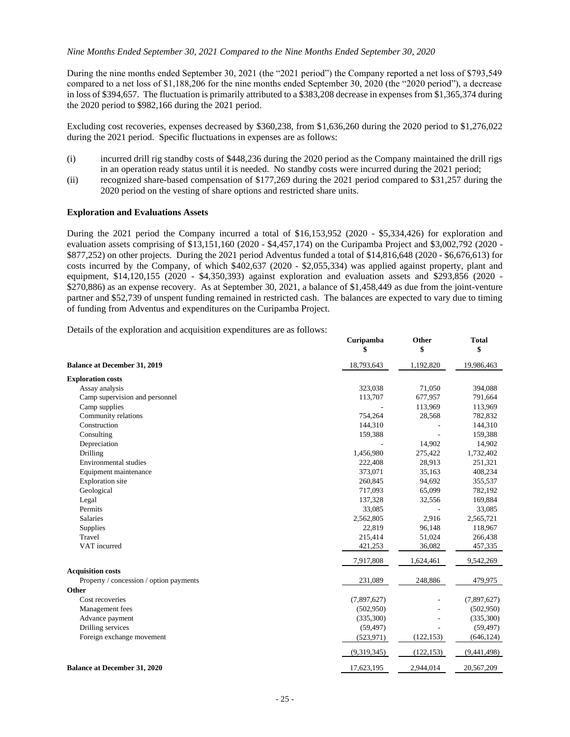*Nine Months Ended September 30, 2021 Compared to the Nine Months Ended September 30, 2020*

During the nine months ended September 30, 2021 (the "2021 period") the Company reported a net loss of $793,549 compared to a net loss of $1,188,206 for the nine months ended September 30, 2020 (the "2020 period"), a decrease in loss of $394,657. The fluctuation is primarily attributed to a $383,208 decrease in expenses from $1,365,374 during the 2020 period to $982,166 during the 2021 period.

Excluding cost recoveries, expenses decreased by $360,238, from $1,636,260 during the 2020 period to $1,276,022 during the 2021 period. Specific fluctuations in expenses are as follows:

(i) incurred drill rig standby costs of $448,236 during the 2020 period as the Company maintained the drill rigs in an operation ready status until it is needed. No standby costs were incurred during the 2021 period;

(ii) recognized share-based compensation of $177,269 during the 2021 period compared to $31,257 during the 2020 period on the vesting of share options and restricted share units.

### Exploration and Evaluations Assets

During the 2021 period the Company incurred a total of $16,153,952 (2020 - $5,334,426) for exploration and evaluation assets comprising of $13,151,160 (2020 - $4,457,174) on the Curipamba Project and $3,002,792 (2020 - $877,252) on other projects. During the 2021 period Adventus funded a total of $14,816,648 (2020 - $6,676,613) for costs incurred by the Company, of which $402,637 (2020 - $2,055,334) was applied against property, plant and equipment, $14,120,155 (2020 - $4,350,393) against exploration and evaluation assets and $293,856 (2020 - $270,886) as an expense recovery. As at September 30, 2021, a balance of $1,458,449 as due from the joint-venture partner and $52,739 of unspent funding remained in restricted cash. The balances are expected to vary due to timing of funding from Adventus and expenditures on the Curipamba Project.

Details of the exploration and acquisition expenditures are as follows:

| | Curipamba<br>$ | Other<br>$ | Total<br>$ |
|---|---|---|---|
| **Balance at December 31, 2019** | 18,793,643 | 1,192,820 | 19,986,463 |
| **Exploration costs** | | | |
| Assay analysis | 323,038 | 71,050 | 394,088 |
| Camp supervision and personnel | 113,707 | 677,957 | 791,664 |
| Camp supplies | - | 113,969 | 113,969 |
| Community relations | 754,264 | 28,568 | 782,832 |
| Construction | 144,310 | - | 144,310 |
| Consulting | 159,388 | - | 159,388 |
| Depreciation | - | 14,902 | 14,902 |
| Drilling | 1,456,980 | 275,422 | 1,732,402 |
| Environmental studies | 222,408 | 28,913 | 251,321 |
| Equipment maintenance | 373,071 | 35,163 | 408,234 |
| Exploration site | 260,845 | 94,692 | 355,537 |
| Geological | 717,093 | 65,099 | 782,192 |
| Legal | 137,328 | 32,556 | 169,884 |
| Permits | 33,085 | - | 33,085 |
| Salaries | 2,562,805 | 2,916 | 2,565,721 |
| Supplies | 22,819 | 96,148 | 118,967 |
| Travel | 215,414 | 51,024 | 266,438 |
| VAT incurred | 421,253 | 36,082 | 457,335 |
| | 7,917,808 | 1,624,461 | 9,542,269 |
| **Acquisition costs** | | | |
| Property / concession / option payments | 231,089 | 248,886 | 479,975 |
| **Other** | | | |
| Cost recoveries | (7,897,627) | - | (7,897,627) |
| Management fees | (502,950) | - | (502,950) |
| Advance payment | (335,300) | - | (335,300) |
| Drilling services | (59,497) | - | (59,497) |
| Foreign exchange movement | (523,971) | (122,153) | (646,124) |
| | (9,319,345) | (122,153) | (9,441,498) |
| **Balance at December 31, 2020** | 17,623,195 | 2,944,014 | 20,567,209 |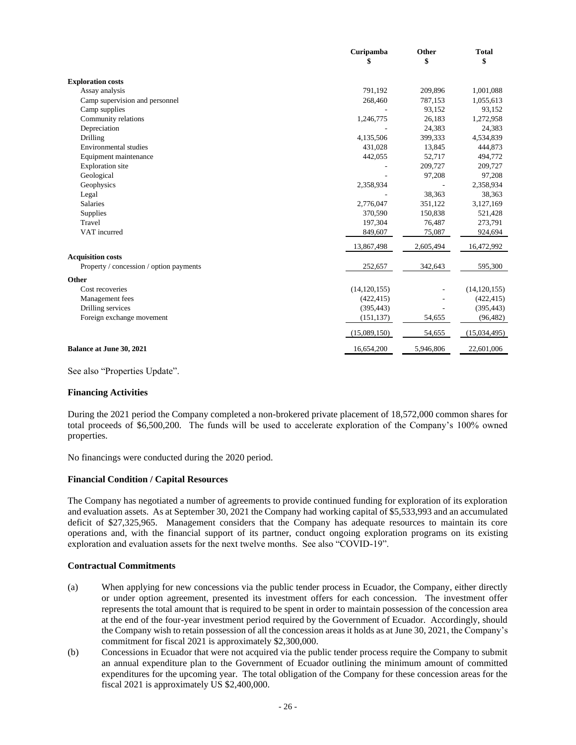| | Curipamba $ | Other $ | Total $ |
|---|---|---|---|
| **Exploration costs** | | | |
| Assay analysis | 791,192 | 209,896 | 1,001,088 |
| Camp supervision and personnel | 268,460 | 787,153 | 1,055,613 |
| Camp supplies | - | 93,152 | 93,152 |
| Community relations | 1,246,775 | 26,183 | 1,272,958 |
| Depreciation | - | 24,383 | 24,383 |
| Drilling | 4,135,506 | 399,333 | 4,534,839 |
| Environmental studies | 431,028 | 13,845 | 444,873 |
| Equipment maintenance | 442,055 | 52,717 | 494,772 |
| Exploration site | - | 209,727 | 209,727 |
| Geological | - | 97,208 | 97,208 |
| Geophysics | 2,358,934 | - | 2,358,934 |
| Legal | - | 38,363 | 38,363 |
| Salaries | 2,776,047 | 351,122 | 3,127,169 |
| Supplies | 370,590 | 150,838 | 521,428 |
| Travel | 197,304 | 76,487 | 273,791 |
| VAT incurred | 849,607 | 75,087 | 924,694 |
| | 13,867,498 | 2,605,494 | 16,472,992 |
| **Acquisition costs** | | | |
| Property / concession / option payments | 252,657 | 342,643 | 595,300 |
| **Other** | | | |
| Cost recoveries | (14,120,155) | - | (14,120,155) |
| Management fees | (422,415) | - | (422,415) |
| Drilling services | (395,443) | - | (395,443) |
| Foreign exchange movement | (151,137) | 54,655 | (96,482) |
| | (15,089,150) | 54,655 | (15,034,495) |
| **Balance at June 30, 2021** | 16,654,200 | 5,946,806 | 22,601,006 |

See also "Properties Update".

### Financing Activities

During the 2021 period the Company completed a non-brokered private placement of 18,572,000 common shares for total proceeds of $6,500,200. The funds will be used to accelerate exploration of the Company's 100% owned properties.

No financings were conducted during the 2020 period.

### Financial Condition / Capital Resources

The Company has negotiated a number of agreements to provide continued funding for exploration of its exploration and evaluation assets. As at September 30, 2021 the Company had working capital of $5,533,993 and an accumulated deficit of $27,325,965. Management considers that the Company has adequate resources to maintain its core operations and, with the financial support of its partner, conduct ongoing exploration programs on its existing exploration and evaluation assets for the next twelve months. See also "COVID-19".

### Contractual Commitments

(a) When applying for new concessions via the public tender process in Ecuador, the Company, either directly or under option agreement, presented its investment offers for each concession. The investment offer represents the total amount that is required to be spent in order to maintain possession of the concession area at the end of the four-year investment period required by the Government of Ecuador. Accordingly, should the Company wish to retain possession of all the concession areas it holds as at June 30, 2021, the Company's commitment for fiscal 2021 is approximately $2,300,000.

(b) Concessions in Ecuador that were not acquired via the public tender process require the Company to submit an annual expenditure plan to the Government of Ecuador outlining the minimum amount of committed expenditures for the upcoming year. The total obligation of the Company for these concession areas for the fiscal 2021 is approximately US $2,400,000.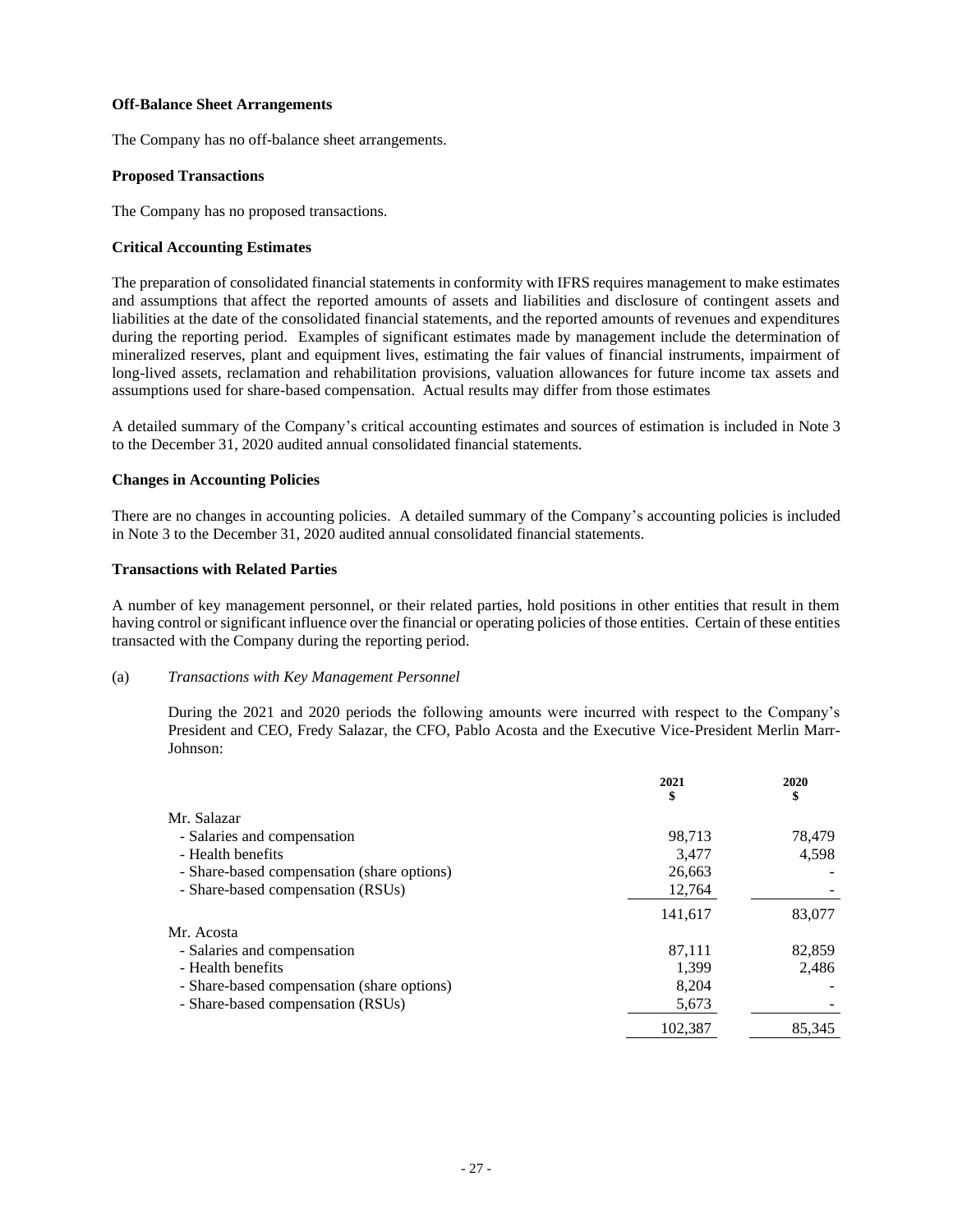**Off-Balance Sheet Arrangements**

The Company has no off-balance sheet arrangements.

**Proposed Transactions**

The Company has no proposed transactions.

**Critical Accounting Estimates**

The preparation of consolidated financial statements in conformity with IFRS requires management to make estimates and assumptions that affect the reported amounts of assets and liabilities and disclosure of contingent assets and liabilities at the date of the consolidated financial statements, and the reported amounts of revenues and expenditures during the reporting period. Examples of significant estimates made by management include the determination of mineralized reserves, plant and equipment lives, estimating the fair values of financial instruments, impairment of long-lived assets, reclamation and rehabilitation provisions, valuation allowances for future income tax assets and assumptions used for share-based compensation. Actual results may differ from those estimates

A detailed summary of the Company's critical accounting estimates and sources of estimation is included in Note 3 to the December 31, 2020 audited annual consolidated financial statements.

**Changes in Accounting Policies**

There are no changes in accounting policies. A detailed summary of the Company's accounting policies is included in Note 3 to the December 31, 2020 audited annual consolidated financial statements.

**Transactions with Related Parties**

A number of key management personnel, or their related parties, hold positions in other entities that result in them having control or significant influence over the financial or operating policies of those entities. Certain of these entities transacted with the Company during the reporting period.

(a) *Transactions with Key Management Personnel*

During the 2021 and 2020 periods the following amounts were incurred with respect to the Company's President and CEO, Fredy Salazar, the CFO, Pablo Acosta and the Executive Vice-President Merlin Marr-Johnson:

| | 2021 $ | 2020 $ |
|---|---|---|
| Mr. Salazar | | |
| - Salaries and compensation | 98,713 | 78,479 |
| - Health benefits | 3,477 | 4,598 |
| - Share-based compensation (share options) | 26,663 | - |
| - Share-based compensation (RSUs) | 12,764 | - |
| | 141,617 | 83,077 |
| Mr. Acosta | | |
| - Salaries and compensation | 87,111 | 82,859 |
| - Health benefits | 1,399 | 2,486 |
| - Share-based compensation (share options) | 8,204 | - |
| - Share-based compensation (RSUs) | 5,673 | - |
| | 102,387 | 85,345 |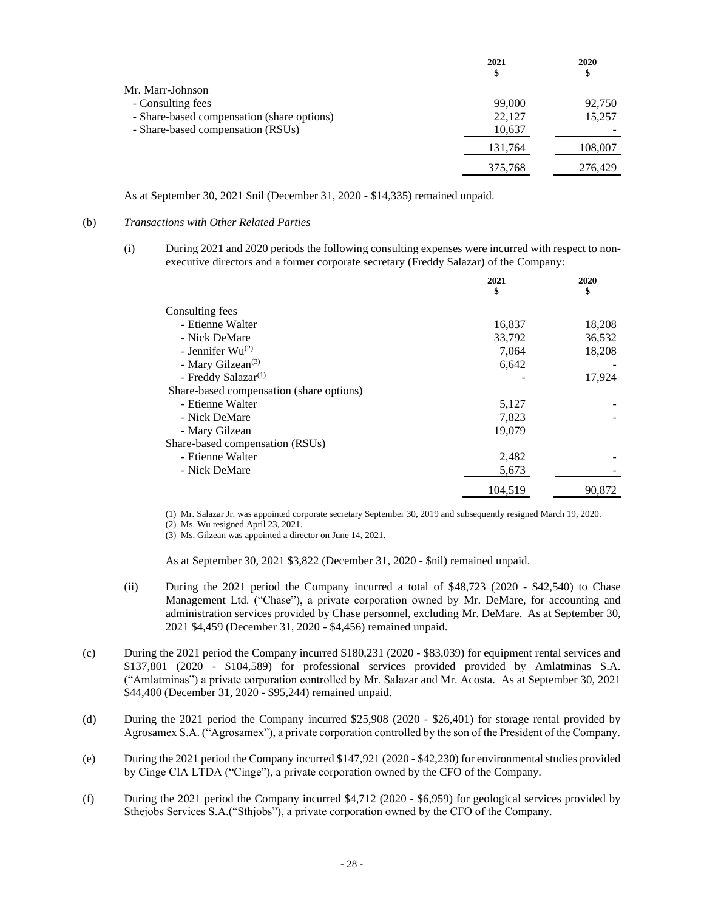| | 2021 $ | 2020 $ |
|---|---|---|
| Mr. Marr-Johnson | | |
| - Consulting fees | 99,000 | 92,750 |
| - Share-based compensation (share options) | 22,127 | 15,257 |
| - Share-based compensation (RSUs) | 10,637 | - |
| | 131,764 | 108,007 |
| | 375,768 | 276,429 |

As at September 30, 2021 $nil (December 31, 2020 - $14,335) remained unpaid.

(b) *Transactions with Other Related Parties*

(i) During 2021 and 2020 periods the following consulting expenses were incurred with respect to non-executive directors and a former corporate secretary (Freddy Salazar) of the Company:

| | 2021 $ | 2020 $ |
|---|---|---|
| Consulting fees | | |
| - Etienne Walter | 16,837 | 18,208 |
| - Nick DeMare | 33,792 | 36,532 |
| - Jennifer Wu(2) | 7,064 | 18,208 |
| - Mary Gilzean(3) | 6,642 | - |
| - Freddy Salazar(1) | - | 17,924 |
| Share-based compensation (share options) | | |
| - Etienne Walter | 5,127 | - |
| - Nick DeMare | 7,823 | - |
| - Mary Gilzean | 19,079 | |
| Share-based compensation (RSUs) | | |
| - Etienne Walter | 2,482 | - |
| - Nick DeMare | 5,673 | - |
| | 104,519 | 90,872 |

(1) Mr. Salazar Jr. was appointed corporate secretary September 30, 2019 and subsequently resigned March 19, 2020.
(2) Ms. Wu resigned April 23, 2021.
(3) Ms. Gilzean was appointed a director on June 14, 2021.

As at September 30, 2021 $3,822 (December 31, 2020 - $nil) remained unpaid.

(ii) During the 2021 period the Company incurred a total of $48,723 (2020 - $42,540) to Chase Management Ltd. ("Chase"), a private corporation owned by Mr. DeMare, for accounting and administration services provided by Chase personnel, excluding Mr. DeMare. As at September 30, 2021 $4,459 (December 31, 2020 - $4,456) remained unpaid.

(c) During the 2021 period the Company incurred $180,231 (2020 - $83,039) for equipment rental services and $137,801 (2020 - $104,589) for professional services provided provided by Amlatminas S.A. ("Amlatminas") a private corporation controlled by Mr. Salazar and Mr. Acosta. As at September 30, 2021 $44,400 (December 31, 2020 - $95,244) remained unpaid.

(d) During the 2021 period the Company incurred $25,908 (2020 - $26,401) for storage rental provided by Agrosamex S.A. ("Agrosamex"), a private corporation controlled by the son of the President of the Company.

(e) During the 2021 period the Company incurred $147,921 (2020 - $42,230) for environmental studies provided by Cinge CIA LTDA ("Cinge"), a private corporation owned by the CFO of the Company.

(f) During the 2021 period the Company incurred $4,712 (2020 - $6,959) for geological services provided by Sthejobs Services S.A.("Sthjobs"), a private corporation owned by the CFO of the Company.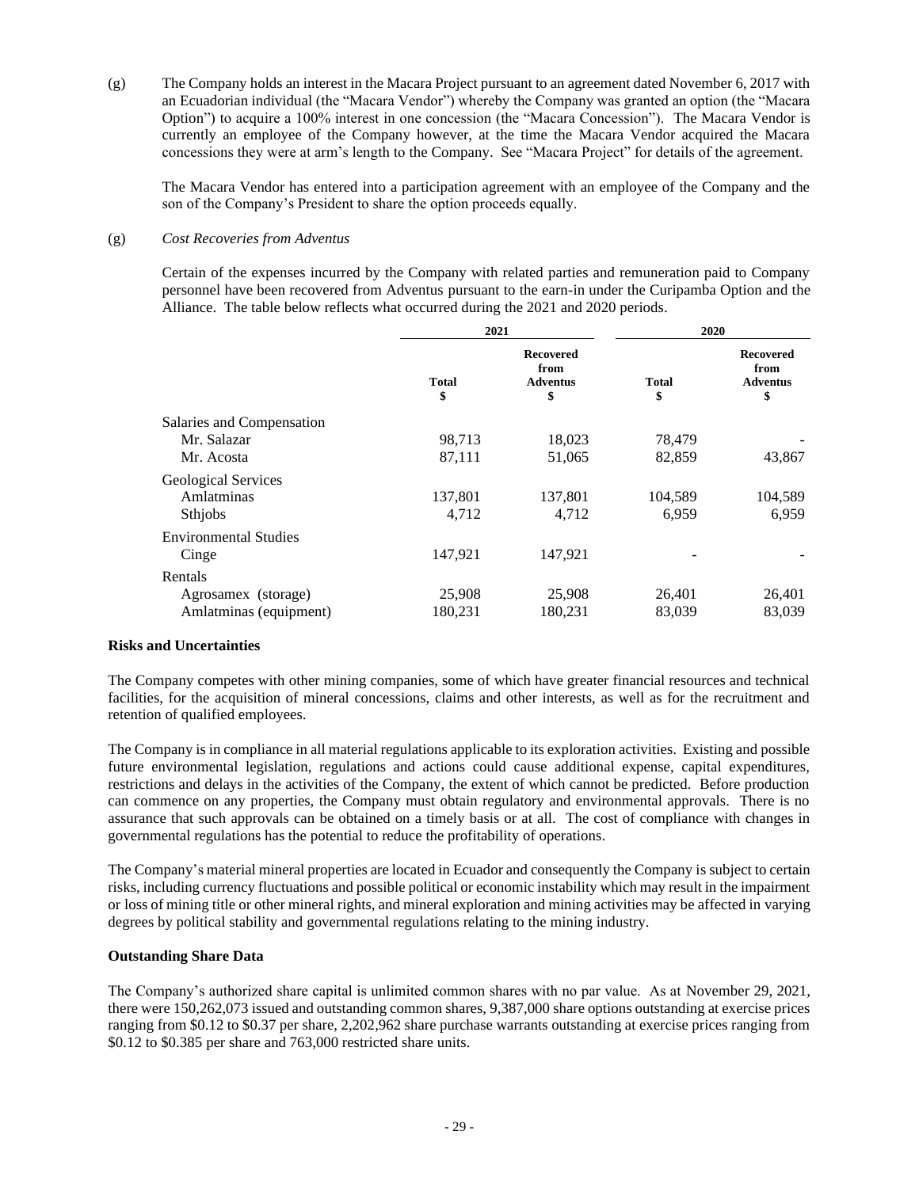(g) The Company holds an interest in the Macara Project pursuant to an agreement dated November 6, 2017 with an Ecuadorian individual (the "Macara Vendor") whereby the Company was granted an option (the "Macara Option") to acquire a 100% interest in one concession (the "Macara Concession"). The Macara Vendor is currently an employee of the Company however, at the time the Macara Vendor acquired the Macara concessions they were at arm's length to the Company. See "Macara Project" for details of the agreement.

The Macara Vendor has entered into a participation agreement with an employee of the Company and the son of the Company's President to share the option proceeds equally.

(g) *Cost Recoveries from Adventus*

Certain of the expenses incurred by the Company with related parties and remuneration paid to Company personnel have been recovered from Adventus pursuant to the earn-in under the Curipamba Option and the Alliance. The table below reflects what occurred during the 2021 and 2020 periods.

| | 2021 | | 2020 | |
|---|---|---|---|---|
| | Total<br>$ | Recovered from Adventus<br>$ | Total<br>$ | Recovered from Adventus<br>$ |
| Salaries and Compensation | | | | |
| Mr. Salazar | 98,713 | 18,023 | 78,479 | - |
| Mr. Acosta | 87,111 | 51,065 | 82,859 | 43,867 |
| Geological Services | | | | |
| Amlatminas | 137,801 | 137,801 | 104,589 | 104,589 |
| Sthjobs | 4,712 | 4,712 | 6,959 | 6,959 |
| Environmental Studies | | | | |
| Cinge | 147,921 | 147,921 | - | - |
| Rentals | | | | |
| Agrosamex (storage) | 25,908 | 25,908 | 26,401 | 26,401 |
| Amlatminas (equipment) | 180,231 | 180,231 | 83,039 | 83,039 |

**Risks and Uncertainties**

The Company competes with other mining companies, some of which have greater financial resources and technical facilities, for the acquisition of mineral concessions, claims and other interests, as well as for the recruitment and retention of qualified employees.

The Company is in compliance in all material regulations applicable to its exploration activities. Existing and possible future environmental legislation, regulations and actions could cause additional expense, capital expenditures, restrictions and delays in the activities of the Company, the extent of which cannot be predicted. Before production can commence on any properties, the Company must obtain regulatory and environmental approvals. There is no assurance that such approvals can be obtained on a timely basis or at all. The cost of compliance with changes in governmental regulations has the potential to reduce the profitability of operations.

The Company's material mineral properties are located in Ecuador and consequently the Company is subject to certain risks, including currency fluctuations and possible political or economic instability which may result in the impairment or loss of mining title or other mineral rights, and mineral exploration and mining activities may be affected in varying degrees by political stability and governmental regulations relating to the mining industry.

**Outstanding Share Data**

The Company's authorized share capital is unlimited common shares with no par value. As at November 29, 2021, there were 150,262,073 issued and outstanding common shares, 9,387,000 share options outstanding at exercise prices ranging from \$0.12 to \$0.37 per share, 2,202,962 share purchase warrants outstanding at exercise prices ranging from \$0.12 to \$0.385 per share and 763,000 restricted share units.